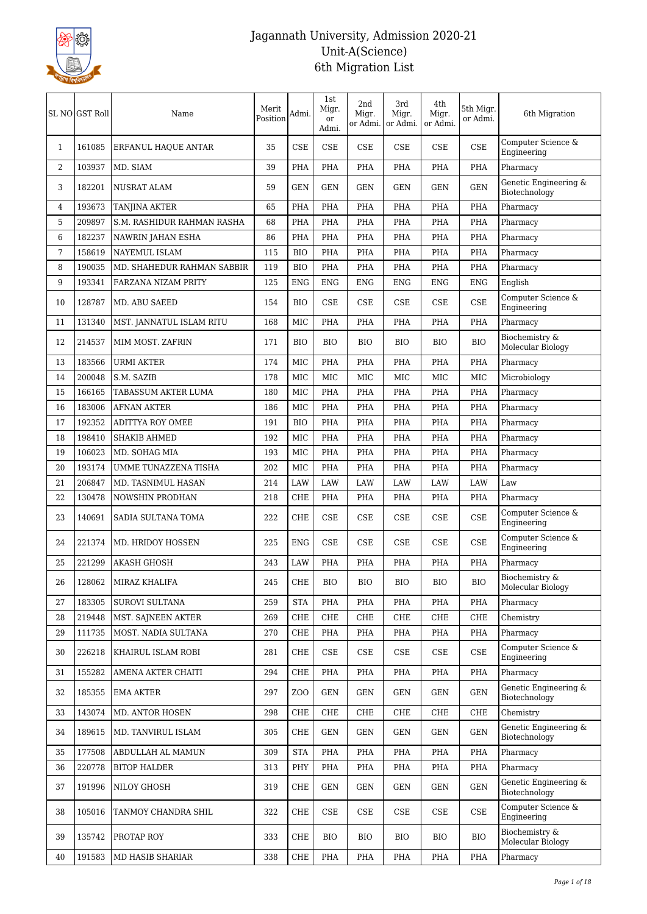# Jagannath University, Admission 2020-21
## Unit-A(Science)
## 6th Migration List

| SL NO | GST Roll | Name | Merit Position | Admi. | 1st Migr. or Admi. | 2nd Migr. or Admi. | 3rd Migr. or Admi. | 4th Migr. or Admi. | 5th Migr. or Admi. | 6th Migration |
|---|---|---|---|---|---|---|---|---|---|---|
| 1 | 161085 | ERFANUL HAQUE ANTAR | 35 | CSE | CSE | CSE | CSE | CSE | CSE | Computer Science & Engineering |
| 2 | 103937 | MD. SIAM | 39 | PHA | PHA | PHA | PHA | PHA | PHA | Pharmacy |
| 3 | 182201 | NUSRAT ALAM | 59 | GEN | GEN | GEN | GEN | GEN | GEN | Genetic Engineering & Biotechnology |
| 4 | 193673 | TANJINA AKTER | 65 | PHA | PHA | PHA | PHA | PHA | PHA | Pharmacy |
| 5 | 209897 | S.M. RASHIDUR RAHMAN RASHA | 68 | PHA | PHA | PHA | PHA | PHA | PHA | Pharmacy |
| 6 | 182237 | NAWRIN JAHAN ESHA | 86 | PHA | PHA | PHA | PHA | PHA | PHA | Pharmacy |
| 7 | 158619 | NAYEMUL ISLAM | 115 | BIO | PHA | PHA | PHA | PHA | PHA | Pharmacy |
| 8 | 190035 | MD. SHAHEDUR RAHMAN SABBIR | 119 | BIO | PHA | PHA | PHA | PHA | PHA | Pharmacy |
| 9 | 193341 | FARZANA NIZAM PRITY | 125 | ENG | ENG | ENG | ENG | ENG | ENG | English |
| 10 | 128787 | MD. ABU SAEED | 154 | BIO | CSE | CSE | CSE | CSE | CSE | Computer Science & Engineering |
| 11 | 131340 | MST. JANNATUL ISLAM RITU | 168 | MIC | PHA | PHA | PHA | PHA | PHA | Pharmacy |
| 12 | 214537 | MIM MOST. ZAFRIN | 171 | BIO | BIO | BIO | BIO | BIO | BIO | Biochemistry & Molecular Biology |
| 13 | 183566 | URMI AKTER | 174 | MIC | PHA | PHA | PHA | PHA | PHA | Pharmacy |
| 14 | 200048 | S.M. SAZIB | 178 | MIC | MIC | MIC | MIC | MIC | MIC | Microbiology |
| 15 | 166165 | TABASSUM AKTER LUMA | 180 | MIC | PHA | PHA | PHA | PHA | PHA | Pharmacy |
| 16 | 183006 | AFNAN AKTER | 186 | MIC | PHA | PHA | PHA | PHA | PHA | Pharmacy |
| 17 | 192352 | ADITTYA ROY OMEE | 191 | BIO | PHA | PHA | PHA | PHA | PHA | Pharmacy |
| 18 | 198410 | SHAKIB AHMED | 192 | MIC | PHA | PHA | PHA | PHA | PHA | Pharmacy |
| 19 | 106023 | MD. SOHAG MIA | 193 | MIC | PHA | PHA | PHA | PHA | PHA | Pharmacy |
| 20 | 193174 | UMME TUNAZZENA TISHA | 202 | MIC | PHA | PHA | PHA | PHA | PHA | Pharmacy |
| 21 | 206847 | MD. TASNIMUL HASAN | 214 | LAW | LAW | LAW | LAW | LAW | LAW | Law |
| 22 | 130478 | NOWSHIN PRODHAN | 218 | CHE | PHA | PHA | PHA | PHA | PHA | Pharmacy |
| 23 | 140691 | SADIA SULTANA TOMA | 222 | CHE | CSE | CSE | CSE | CSE | CSE | Computer Science & Engineering |
| 24 | 221374 | MD. HRIDOY HOSSEN | 225 | ENG | CSE | CSE | CSE | CSE | CSE | Computer Science & Engineering |
| 25 | 221299 | AKASH GHOSH | 243 | LAW | PHA | PHA | PHA | PHA | PHA | Pharmacy |
| 26 | 128062 | MIRAZ KHALIFA | 245 | CHE | BIO | BIO | BIO | BIO | BIO | Biochemistry & Molecular Biology |
| 27 | 183305 | SUROVI SULTANA | 259 | STA | PHA | PHA | PHA | PHA | PHA | Pharmacy |
| 28 | 219448 | MST. SAJNEEN AKTER | 269 | CHE | CHE | CHE | CHE | CHE | CHE | Chemistry |
| 29 | 111735 | MOST. NADIA SULTANA | 270 | CHE | PHA | PHA | PHA | PHA | PHA | Pharmacy |
| 30 | 226218 | KHAIRUL ISLAM ROBI | 281 | CHE | CSE | CSE | CSE | CSE | CSE | Computer Science & Engineering |
| 31 | 155282 | AMENA AKTER CHAITI | 294 | CHE | PHA | PHA | PHA | PHA | PHA | Pharmacy |
| 32 | 185355 | EMA AKTER | 297 | ZOO | GEN | GEN | GEN | GEN | GEN | Genetic Engineering & Biotechnology |
| 33 | 143074 | MD. ANTOR HOSEN | 298 | CHE | CHE | CHE | CHE | CHE | CHE | Chemistry |
| 34 | 189615 | MD. TANVIRUL ISLAM | 305 | CHE | GEN | GEN | GEN | GEN | GEN | Genetic Engineering & Biotechnology |
| 35 | 177508 | ABDULLAH AL MAMUN | 309 | STA | PHA | PHA | PHA | PHA | PHA | Pharmacy |
| 36 | 220778 | BITOP HALDER | 313 | PHY | PHA | PHA | PHA | PHA | PHA | Pharmacy |
| 37 | 191996 | NILOY GHOSH | 319 | CHE | GEN | GEN | GEN | GEN | GEN | Genetic Engineering & Biotechnology |
| 38 | 105016 | TANMOY CHANDRA SHIL | 322 | CHE | CSE | CSE | CSE | CSE | CSE | Computer Science & Engineering |
| 39 | 135742 | PROTAP ROY | 333 | CHE | BIO | BIO | BIO | BIO | BIO | Biochemistry & Molecular Biology |
| 40 | 191583 | MD HASIB SHARIAR | 338 | CHE | PHA | PHA | PHA | PHA | PHA | Pharmacy |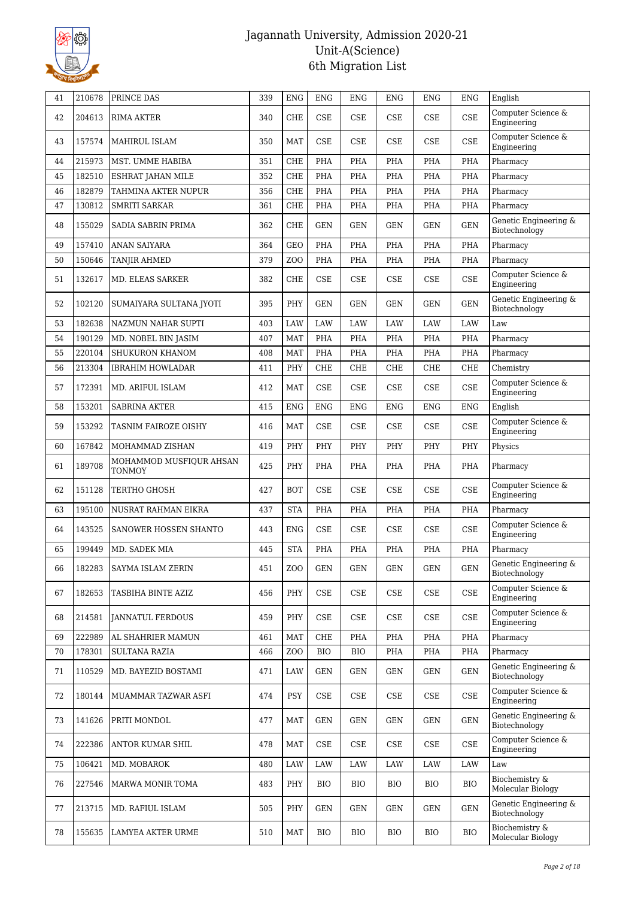# Jagannath University, Admission 2020-21
## Unit-A(Science)
## 6th Migration List

| | | | | | | | | | | |
|---|---|---|---|---|---|---|---|---|---|---|
| 41 | 210678 | PRINCE DAS | 339 | ENG | ENG | ENG | ENG | ENG | ENG | English |
| 42 | 204613 | RIMA AKTER | 340 | CHE | CSE | CSE | CSE | CSE | CSE | Computer Science & Engineering |
| 43 | 157574 | MAHIRUL ISLAM | 350 | MAT | CSE | CSE | CSE | CSE | CSE | Computer Science & Engineering |
| 44 | 215973 | MST. UMME HABIBA | 351 | CHE | PHA | PHA | PHA | PHA | PHA | Pharmacy |
| 45 | 182510 | ESHRAT JAHAN MILE | 352 | CHE | PHA | PHA | PHA | PHA | PHA | Pharmacy |
| 46 | 182879 | TAHMINA AKTER NUPUR | 356 | CHE | PHA | PHA | PHA | PHA | PHA | Pharmacy |
| 47 | 130812 | SMRITI SARKAR | 361 | CHE | PHA | PHA | PHA | PHA | PHA | Pharmacy |
| 48 | 155029 | SADIA SABRIN PRIMA | 362 | CHE | GEN | GEN | GEN | GEN | GEN | Genetic Engineering & Biotechnology |
| 49 | 157410 | ANAN SAIYARA | 364 | GEO | PHA | PHA | PHA | PHA | PHA | Pharmacy |
| 50 | 150646 | TANJIR AHMED | 379 | ZOO | PHA | PHA | PHA | PHA | PHA | Pharmacy |
| 51 | 132617 | MD. ELEAS SARKER | 382 | CHE | CSE | CSE | CSE | CSE | CSE | Computer Science & Engineering |
| 52 | 102120 | SUMAIYARA SULTANA JYOTI | 395 | PHY | GEN | GEN | GEN | GEN | GEN | Genetic Engineering & Biotechnology |
| 53 | 182638 | NAZMUN NAHAR SUPTI | 403 | LAW | LAW | LAW | LAW | LAW | LAW | Law |
| 54 | 190129 | MD. NOBEL BIN JASIM | 407 | MAT | PHA | PHA | PHA | PHA | PHA | Pharmacy |
| 55 | 220104 | SHUKURON KHANOM | 408 | MAT | PHA | PHA | PHA | PHA | PHA | Pharmacy |
| 56 | 213304 | IBRAHIM HOWLADAR | 411 | PHY | CHE | CHE | CHE | CHE | CHE | Chemistry |
| 57 | 172391 | MD. ARIFUL ISLAM | 412 | MAT | CSE | CSE | CSE | CSE | CSE | Computer Science & Engineering |
| 58 | 153201 | SABRINA AKTER | 415 | ENG | ENG | ENG | ENG | ENG | ENG | English |
| 59 | 153292 | TASNIM FAIROZE OISHY | 416 | MAT | CSE | CSE | CSE | CSE | CSE | Computer Science & Engineering |
| 60 | 167842 | MOHAMMAD ZISHAN | 419 | PHY | PHY | PHY | PHY | PHY | PHY | Physics |
| 61 | 189708 | MOHAMMOD MUSFIQUR AHSAN TONMOY | 425 | PHY | PHA | PHA | PHA | PHA | PHA | Pharmacy |
| 62 | 151128 | TERTHO GHOSH | 427 | BOT | CSE | CSE | CSE | CSE | CSE | Computer Science & Engineering |
| 63 | 195100 | NUSRAT RAHMAN EIKRA | 437 | STA | PHA | PHA | PHA | PHA | PHA | Pharmacy |
| 64 | 143525 | SANOWER HOSSEN SHANTO | 443 | ENG | CSE | CSE | CSE | CSE | CSE | Computer Science & Engineering |
| 65 | 199449 | MD. SADEK MIA | 445 | STA | PHA | PHA | PHA | PHA | PHA | Pharmacy |
| 66 | 182283 | SAYMA ISLAM ZERIN | 451 | ZOO | GEN | GEN | GEN | GEN | GEN | Genetic Engineering & Biotechnology |
| 67 | 182653 | TASBIHA BINTE AZIZ | 456 | PHY | CSE | CSE | CSE | CSE | CSE | Computer Science & Engineering |
| 68 | 214581 | JANNATUL FERDOUS | 459 | PHY | CSE | CSE | CSE | CSE | CSE | Computer Science & Engineering |
| 69 | 222989 | AL SHAHRIER MAMUN | 461 | MAT | CHE | PHA | PHA | PHA | PHA | Pharmacy |
| 70 | 178301 | SULTANA RAZIA | 466 | ZOO | BIO | BIO | PHA | PHA | PHA | Pharmacy |
| 71 | 110529 | MD. BAYEZID BOSTAMI | 471 | LAW | GEN | GEN | GEN | GEN | GEN | Genetic Engineering & Biotechnology |
| 72 | 180144 | MUAMMAR TAZWAR ASFI | 474 | PSY | CSE | CSE | CSE | CSE | CSE | Computer Science & Engineering |
| 73 | 141626 | PRITI MONDOL | 477 | MAT | GEN | GEN | GEN | GEN | GEN | Genetic Engineering & Biotechnology |
| 74 | 222386 | ANTOR KUMAR SHIL | 478 | MAT | CSE | CSE | CSE | CSE | CSE | Computer Science & Engineering |
| 75 | 106421 | MD. MOBAROK | 480 | LAW | LAW | LAW | LAW | LAW | LAW | Law |
| 76 | 227546 | MARWA MONIR TOMA | 483 | PHY | BIO | BIO | BIO | BIO | BIO | Biochemistry & Molecular Biology |
| 77 | 213715 | MD. RAFIUL ISLAM | 505 | PHY | GEN | GEN | GEN | GEN | GEN | Genetic Engineering & Biotechnology |
| 78 | 155635 | LAMYEA AKTER URME | 510 | MAT | BIO | BIO | BIO | BIO | BIO | Biochemistry & Molecular Biology |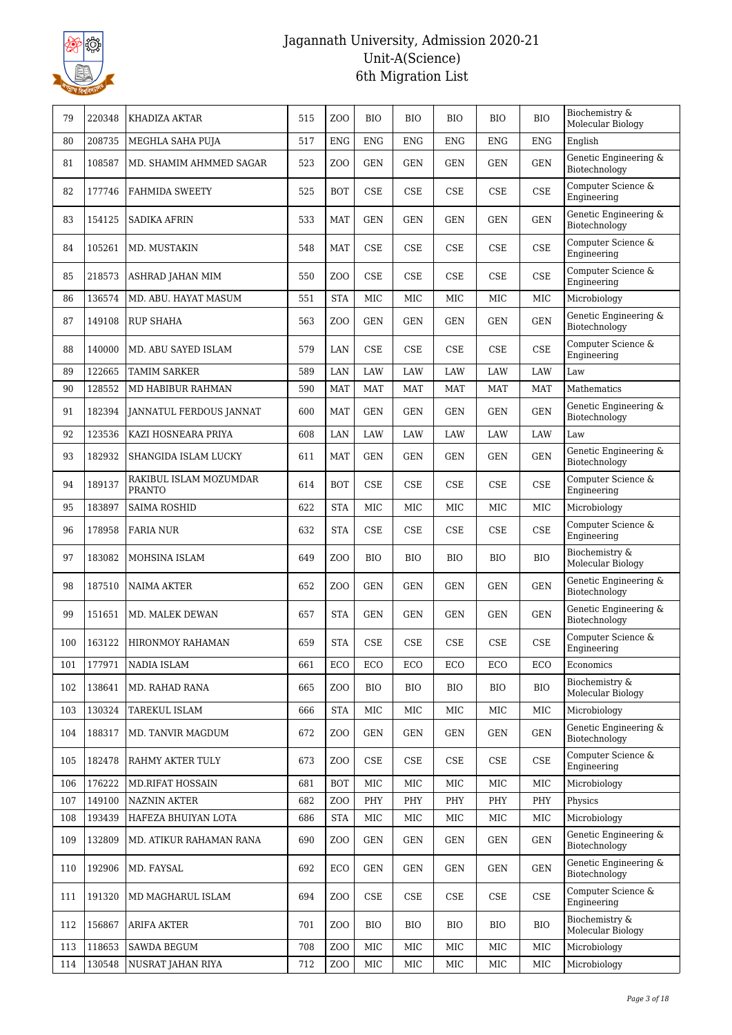# Jagannath University, Admission 2020-21
## Unit-A(Science)
### 6th Migration List

| | | | | | | | | | | |
|---|---|---|---|---|---|---|---|---|---|---|
| 79 | 220348 | KHADIZA AKTAR | 515 | ZOO | BIO | BIO | BIO | BIO | BIO | Biochemistry & Molecular Biology |
| 80 | 208735 | MEGHLA SAHA PUJA | 517 | ENG | ENG | ENG | ENG | ENG | ENG | English |
| 81 | 108587 | MD. SHAMIM AHMMED SAGAR | 523 | ZOO | GEN | GEN | GEN | GEN | GEN | Genetic Engineering & Biotechnology |
| 82 | 177746 | FAHMIDA SWEETY | 525 | BOT | CSE | CSE | CSE | CSE | CSE | Computer Science & Engineering |
| 83 | 154125 | SADIKA AFRIN | 533 | MAT | GEN | GEN | GEN | GEN | GEN | Genetic Engineering & Biotechnology |
| 84 | 105261 | MD. MUSTAKIN | 548 | MAT | CSE | CSE | CSE | CSE | CSE | Computer Science & Engineering |
| 85 | 218573 | ASHRAD JAHAN MIM | 550 | ZOO | CSE | CSE | CSE | CSE | CSE | Computer Science & Engineering |
| 86 | 136574 | MD. ABU. HAYAT MASUM | 551 | STA | MIC | MIC | MIC | MIC | MIC | Microbiology |
| 87 | 149108 | RUP SHAHA | 563 | ZOO | GEN | GEN | GEN | GEN | GEN | Genetic Engineering & Biotechnology |
| 88 | 140000 | MD. ABU SAYED ISLAM | 579 | LAN | CSE | CSE | CSE | CSE | CSE | Computer Science & Engineering |
| 89 | 122665 | TAMIM SARKER | 589 | LAN | LAW | LAW | LAW | LAW | LAW | Law |
| 90 | 128552 | MD HABIBUR RAHMAN | 590 | MAT | MAT | MAT | MAT | MAT | MAT | Mathematics |
| 91 | 182394 | JANNATUL FERDOUS JANNAT | 600 | MAT | GEN | GEN | GEN | GEN | GEN | Genetic Engineering & Biotechnology |
| 92 | 123536 | KAZI HOSNEARA PRIYA | 608 | LAN | LAW | LAW | LAW | LAW | LAW | Law |
| 93 | 182932 | SHANGIDA ISLAM LUCKY | 611 | MAT | GEN | GEN | GEN | GEN | GEN | Genetic Engineering & Biotechnology |
| 94 | 189137 | RAKIBUL ISLAM MOZUMDAR PRANTO | 614 | BOT | CSE | CSE | CSE | CSE | CSE | Computer Science & Engineering |
| 95 | 183897 | SAIMA ROSHID | 622 | STA | MIC | MIC | MIC | MIC | MIC | Microbiology |
| 96 | 178958 | FARIA NUR | 632 | STA | CSE | CSE | CSE | CSE | CSE | Computer Science & Engineering |
| 97 | 183082 | MOHSINA ISLAM | 649 | ZOO | BIO | BIO | BIO | BIO | BIO | Biochemistry & Molecular Biology |
| 98 | 187510 | NAIMA AKTER | 652 | ZOO | GEN | GEN | GEN | GEN | GEN | Genetic Engineering & Biotechnology |
| 99 | 151651 | MD. MALEK DEWAN | 657 | STA | GEN | GEN | GEN | GEN | GEN | Genetic Engineering & Biotechnology |
| 100 | 163122 | HIRONMOY RAHAMAN | 659 | STA | CSE | CSE | CSE | CSE | CSE | Computer Science & Engineering |
| 101 | 177971 | NADIA ISLAM | 661 | ECO | ECO | ECO | ECO | ECO | ECO | Economics |
| 102 | 138641 | MD. RAHAD RANA | 665 | ZOO | BIO | BIO | BIO | BIO | BIO | Biochemistry & Molecular Biology |
| 103 | 130324 | TAREKUL ISLAM | 666 | STA | MIC | MIC | MIC | MIC | MIC | Microbiology |
| 104 | 188317 | MD. TANVIR MAGDUM | 672 | ZOO | GEN | GEN | GEN | GEN | GEN | Genetic Engineering & Biotechnology |
| 105 | 182478 | RAHMY AKTER TULY | 673 | ZOO | CSE | CSE | CSE | CSE | CSE | Computer Science & Engineering |
| 106 | 176222 | MD.RIFAT HOSSAIN | 681 | BOT | MIC | MIC | MIC | MIC | MIC | Microbiology |
| 107 | 149100 | NAZNIN AKTER | 682 | ZOO | PHY | PHY | PHY | PHY | PHY | Physics |
| 108 | 193439 | HAFEZA BHUIYAN LOTA | 686 | STA | MIC | MIC | MIC | MIC | MIC | Microbiology |
| 109 | 132809 | MD. ATIKUR RAHAMAN RANA | 690 | ZOO | GEN | GEN | GEN | GEN | GEN | Genetic Engineering & Biotechnology |
| 110 | 192906 | MD. FAYSAL | 692 | ECO | GEN | GEN | GEN | GEN | GEN | Genetic Engineering & Biotechnology |
| 111 | 191320 | MD MAGHARUL ISLAM | 694 | ZOO | CSE | CSE | CSE | CSE | CSE | Computer Science & Engineering |
| 112 | 156867 | ARIFA AKTER | 701 | ZOO | BIO | BIO | BIO | BIO | BIO | Biochemistry & Molecular Biology |
| 113 | 118653 | SAWDA BEGUM | 708 | ZOO | MIC | MIC | MIC | MIC | MIC | Microbiology |
| 114 | 130548 | NUSRAT JAHAN RIYA | 712 | ZOO | MIC | MIC | MIC | MIC | MIC | Microbiology |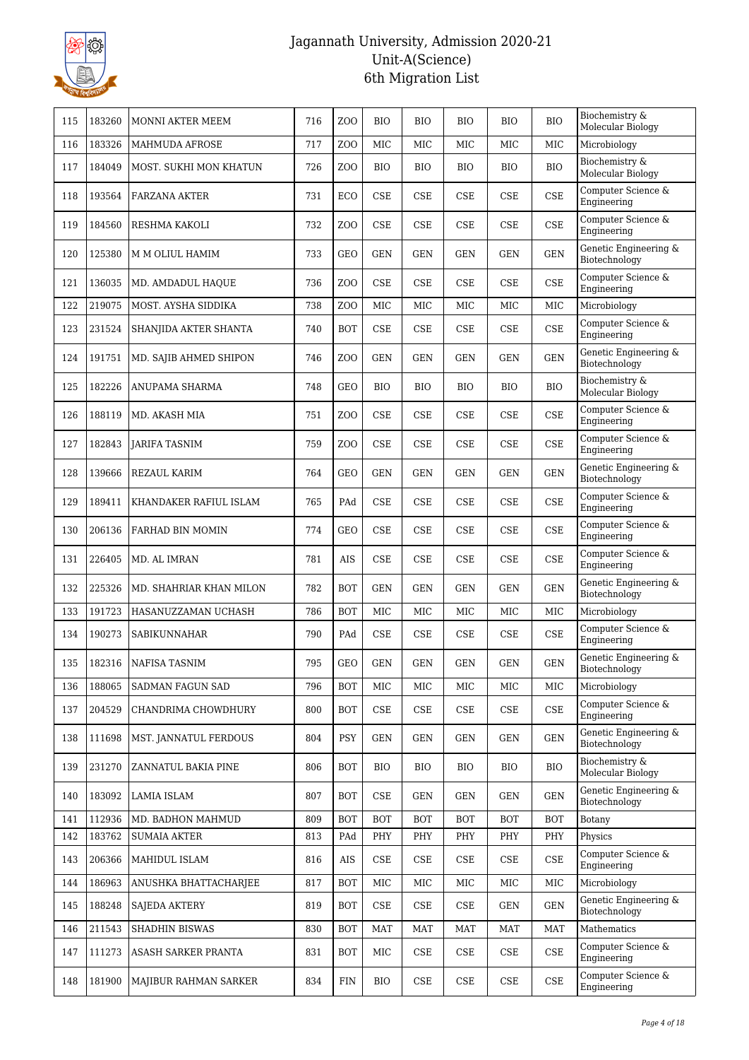| 115 | 183260 | MONNI AKTER MEEM | 716 | ZOO | BIO | BIO | BIO | BIO | BIO | Biochemistry & Molecular Biology |
|---|---|---|---|---|---|---|---|---|---|---|
| 116 | 183326 | MAHMUDA AFROSE | 717 | ZOO | MIC | MIC | MIC | MIC | MIC | Microbiology |
| 117 | 184049 | MOST. SUKHI MON KHATUN | 726 | ZOO | BIO | BIO | BIO | BIO | BIO | Biochemistry & Molecular Biology |
| 118 | 193564 | FARZANA AKTER | 731 | ECO | CSE | CSE | CSE | CSE | CSE | Computer Science & Engineering |
| 119 | 184560 | RESHMA KAKOLI | 732 | ZOO | CSE | CSE | CSE | CSE | CSE | Computer Science & Engineering |
| 120 | 125380 | M M OLIUL HAMIM | 733 | GEO | GEN | GEN | GEN | GEN | GEN | Genetic Engineering & Biotechnology |
| 121 | 136035 | MD. AMDADUL HAQUE | 736 | ZOO | CSE | CSE | CSE | CSE | CSE | Computer Science & Engineering |
| 122 | 219075 | MOST. AYSHA SIDDIKA | 738 | ZOO | MIC | MIC | MIC | MIC | MIC | Microbiology |
| 123 | 231524 | SHANJIDA AKTER SHANTA | 740 | BOT | CSE | CSE | CSE | CSE | CSE | Computer Science & Engineering |
| 124 | 191751 | MD. SAJIB AHMED SHIPON | 746 | ZOO | GEN | GEN | GEN | GEN | GEN | Genetic Engineering & Biotechnology |
| 125 | 182226 | ANUPAMA SHARMA | 748 | GEO | BIO | BIO | BIO | BIO | BIO | Biochemistry & Molecular Biology |
| 126 | 188119 | MD. AKASH MIA | 751 | ZOO | CSE | CSE | CSE | CSE | CSE | Computer Science & Engineering |
| 127 | 182843 | JARIFA TASNIM | 759 | ZOO | CSE | CSE | CSE | CSE | CSE | Computer Science & Engineering |
| 128 | 139666 | REZAUL KARIM | 764 | GEO | GEN | GEN | GEN | GEN | GEN | Genetic Engineering & Biotechnology |
| 129 | 189411 | KHANDAKER RAFIUL ISLAM | 765 | PAd | CSE | CSE | CSE | CSE | CSE | Computer Science & Engineering |
| 130 | 206136 | FARHAD BIN MOMIN | 774 | GEO | CSE | CSE | CSE | CSE | CSE | Computer Science & Engineering |
| 131 | 226405 | MD. AL IMRAN | 781 | AIS | CSE | CSE | CSE | CSE | CSE | Computer Science & Engineering |
| 132 | 225326 | MD. SHAHRIAR KHAN MILON | 782 | BOT | GEN | GEN | GEN | GEN | GEN | Genetic Engineering & Biotechnology |
| 133 | 191723 | HASANUZZAMAN UCHASH | 786 | BOT | MIC | MIC | MIC | MIC | MIC | Microbiology |
| 134 | 190273 | SABIKUNNAHAR | 790 | PAd | CSE | CSE | CSE | CSE | CSE | Computer Science & Engineering |
| 135 | 182316 | NAFISA TASNIM | 795 | GEO | GEN | GEN | GEN | GEN | GEN | Genetic Engineering & Biotechnology |
| 136 | 188065 | SADMAN FAGUN SAD | 796 | BOT | MIC | MIC | MIC | MIC | MIC | Microbiology |
| 137 | 204529 | CHANDRIMA CHOWDHURY | 800 | BOT | CSE | CSE | CSE | CSE | CSE | Computer Science & Engineering |
| 138 | 111698 | MST. JANNATUL FERDOUS | 804 | PSY | GEN | GEN | GEN | GEN | GEN | Genetic Engineering & Biotechnology |
| 139 | 231270 | ZANNATUL BAKIA PINE | 806 | BOT | BIO | BIO | BIO | BIO | BIO | Biochemistry & Molecular Biology |
| 140 | 183092 | LAMIA ISLAM | 807 | BOT | CSE | GEN | GEN | GEN | GEN | Genetic Engineering & Biotechnology |
| 141 | 112936 | MD. BADHON MAHMUD | 809 | BOT | BOT | BOT | BOT | BOT | BOT | Botany |
| 142 | 183762 | SUMAIA AKTER | 813 | PAd | PHY | PHY | PHY | PHY | PHY | Physics |
| 143 | 206366 | MAHIDUL ISLAM | 816 | AIS | CSE | CSE | CSE | CSE | CSE | Computer Science & Engineering |
| 144 | 186963 | ANUSHKA BHATTACHARJEE | 817 | BOT | MIC | MIC | MIC | MIC | MIC | Microbiology |
| 145 | 188248 | SAJEDA AKTERY | 819 | BOT | CSE | CSE | CSE | GEN | GEN | Genetic Engineering & Biotechnology |
| 146 | 211543 | SHADHIN BISWAS | 830 | BOT | MAT | MAT | MAT | MAT | MAT | Mathematics |
| 147 | 111273 | ASASH SARKER PRANTA | 831 | BOT | MIC | CSE | CSE | CSE | CSE | Computer Science & Engineering |
| 148 | 181900 | MAJIBUR RAHMAN SARKER | 834 | FIN | BIO | CSE | CSE | CSE | CSE | Computer Science & Engineering |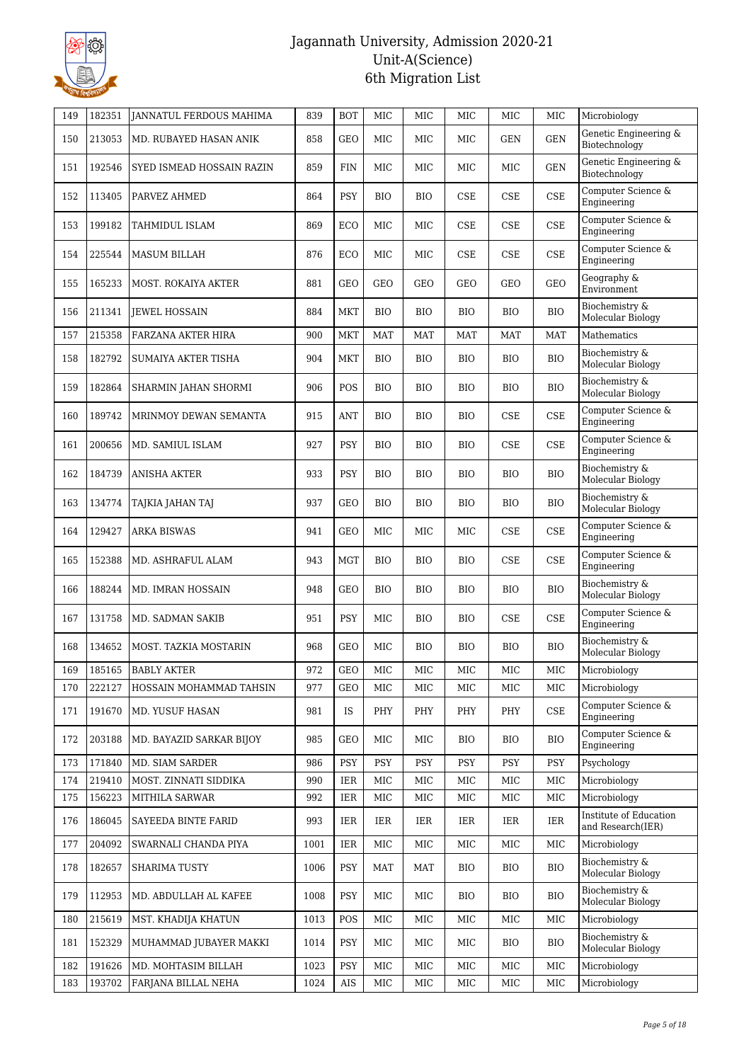| 149 | 182351 | JANNATUL FERDOUS MAHIMA | 839 | BOT | MIC | MIC | MIC | MIC | MIC | Microbiology |
|---|---|---|---|---|---|---|---|---|---|---|
| 150 | 213053 | MD. RUBAYED HASAN ANIK | 858 | GEO | MIC | MIC | MIC | GEN | GEN | Genetic Engineering & Biotechnology |
| 151 | 192546 | SYED ISMEAD HOSSAIN RAZIN | 859 | FIN | MIC | MIC | MIC | MIC | GEN | Genetic Engineering & Biotechnology |
| 152 | 113405 | PARVEZ AHMED | 864 | PSY | BIO | BIO | CSE | CSE | CSE | Computer Science & Engineering |
| 153 | 199182 | TAHMIDUL ISLAM | 869 | ECO | MIC | MIC | CSE | CSE | CSE | Computer Science & Engineering |
| 154 | 225544 | MASUM BILLAH | 876 | ECO | MIC | MIC | CSE | CSE | CSE | Computer Science & Engineering |
| 155 | 165233 | MOST. ROKAIYA AKTER | 881 | GEO | GEO | GEO | GEO | GEO | GEO | Geography & Environment |
| 156 | 211341 | JEWEL HOSSAIN | 884 | MKT | BIO | BIO | BIO | BIO | BIO | Biochemistry & Molecular Biology |
| 157 | 215358 | FARZANA AKTER HIRA | 900 | MKT | MAT | MAT | MAT | MAT | MAT | Mathematics |
| 158 | 182792 | SUMAIYA AKTER TISHA | 904 | MKT | BIO | BIO | BIO | BIO | BIO | Biochemistry & Molecular Biology |
| 159 | 182864 | SHARMIN JAHAN SHORMI | 906 | POS | BIO | BIO | BIO | BIO | BIO | Biochemistry & Molecular Biology |
| 160 | 189742 | MRINMOY DEWAN SEMANTA | 915 | ANT | BIO | BIO | BIO | CSE | CSE | Computer Science & Engineering |
| 161 | 200656 | MD. SAMIUL ISLAM | 927 | PSY | BIO | BIO | BIO | CSE | CSE | Computer Science & Engineering |
| 162 | 184739 | ANISHA AKTER | 933 | PSY | BIO | BIO | BIO | BIO | BIO | Biochemistry & Molecular Biology |
| 163 | 134774 | TAJKIA JAHAN TAJ | 937 | GEO | BIO | BIO | BIO | BIO | BIO | Biochemistry & Molecular Biology |
| 164 | 129427 | ARKA BISWAS | 941 | GEO | MIC | MIC | MIC | CSE | CSE | Computer Science & Engineering |
| 165 | 152388 | MD. ASHRAFUL ALAM | 943 | MGT | BIO | BIO | BIO | CSE | CSE | Computer Science & Engineering |
| 166 | 188244 | MD. IMRAN HOSSAIN | 948 | GEO | BIO | BIO | BIO | BIO | BIO | Biochemistry & Molecular Biology |
| 167 | 131758 | MD. SADMAN SAKIB | 951 | PSY | MIC | BIO | BIO | CSE | CSE | Computer Science & Engineering |
| 168 | 134652 | MOST. TAZKIA MOSTARIN | 968 | GEO | MIC | BIO | BIO | BIO | BIO | Biochemistry & Molecular Biology |
| 169 | 185165 | BABLY AKTER | 972 | GEO | MIC | MIC | MIC | MIC | MIC | Microbiology |
| 170 | 222127 | HOSSAIN MOHAMMAD TAHSIN | 977 | GEO | MIC | MIC | MIC | MIC | MIC | Microbiology |
| 171 | 191670 | MD. YUSUF HASAN | 981 | IS | PHY | PHY | PHY | PHY | CSE | Computer Science & Engineering |
| 172 | 203188 | MD. BAYAZID SARKAR BIJOY | 985 | GEO | MIC | MIC | BIO | BIO | BIO | Computer Science & Engineering |
| 173 | 171840 | MD. SIAM SARDER | 986 | PSY | PSY | PSY | PSY | PSY | PSY | Psychology |
| 174 | 219410 | MOST. ZINNATI SIDDIKA | 990 | IER | MIC | MIC | MIC | MIC | MIC | Microbiology |
| 175 | 156223 | MITHILA SARWAR | 992 | IER | MIC | MIC | MIC | MIC | MIC | Microbiology |
| 176 | 186045 | SAYEEDA BINTE FARID | 993 | IER | IER | IER | IER | IER | IER | Institute of Education and Research(IER) |
| 177 | 204092 | SWARNALI CHANDA PIYA | 1001 | IER | MIC | MIC | MIC | MIC | MIC | Microbiology |
| 178 | 182657 | SHARIMA TUSTY | 1006 | PSY | MAT | MAT | BIO | BIO | BIO | Biochemistry & Molecular Biology |
| 179 | 112953 | MD. ABDULLAH AL KAFEE | 1008 | PSY | MIC | MIC | BIO | BIO | BIO | Biochemistry & Molecular Biology |
| 180 | 215619 | MST. KHADIJA KHATUN | 1013 | POS | MIC | MIC | MIC | MIC | MIC | Microbiology |
| 181 | 152329 | MUHAMMAD JUBAYER MAKKI | 1014 | PSY | MIC | MIC | MIC | BIO | BIO | Biochemistry & Molecular Biology |
| 182 | 191626 | MD. MOHTASIM BILLAH | 1023 | PSY | MIC | MIC | MIC | MIC | MIC | Microbiology |
| 183 | 193702 | FARJANA BILLAL NEHA | 1024 | AIS | MIC | MIC | MIC | MIC | MIC | Microbiology |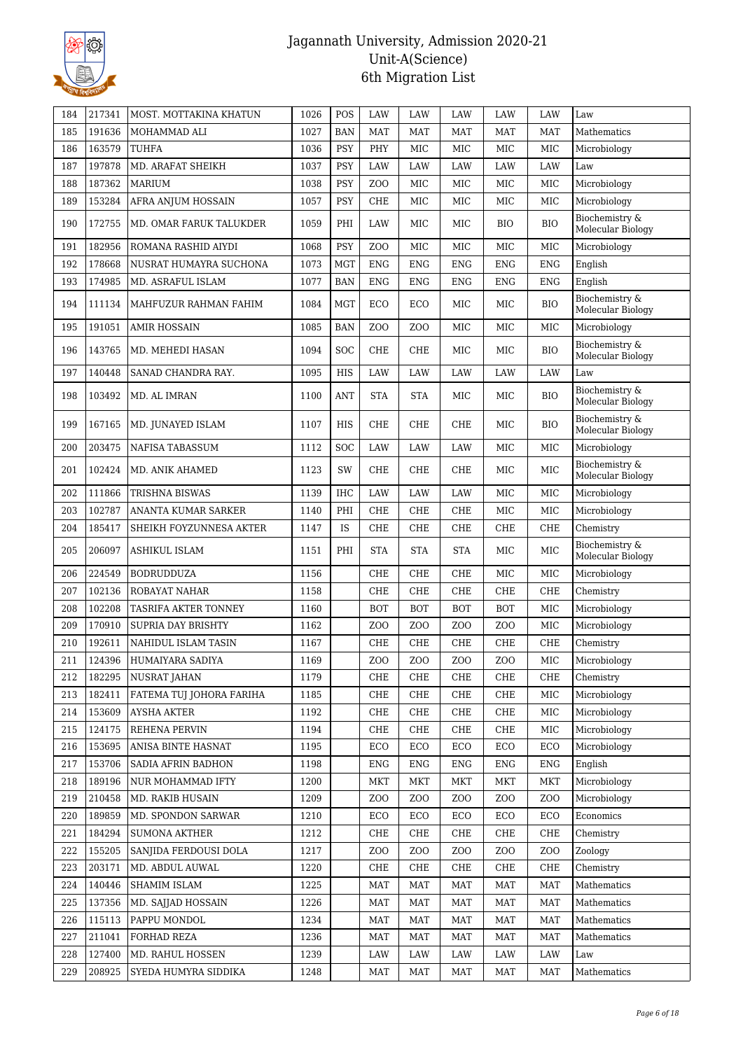# Jagannath University, Admission 2020-21
## Unit-A(Science)
## 6th Migration List

| 184 | 217341 | MOST. MOTTAKINA KHATUN | 1026 | POS | LAW | LAW | LAW | LAW | LAW | Law |
|---|---|---|---|---|---|---|---|---|---|---|
| 185 | 191636 | MOHAMMAD ALI | 1027 | BAN | MAT | MAT | MAT | MAT | MAT | Mathematics |
| 186 | 163579 | TUHFA | 1036 | PSY | PHY | MIC | MIC | MIC | MIC | Microbiology |
| 187 | 197878 | MD. ARAFAT SHEIKH | 1037 | PSY | LAW | LAW | LAW | LAW | LAW | Law |
| 188 | 187362 | MARIUM | 1038 | PSY | ZOO | MIC | MIC | MIC | MIC | Microbiology |
| 189 | 153284 | AFRA ANJUM HOSSAIN | 1057 | PSY | CHE | MIC | MIC | MIC | MIC | Microbiology |
| 190 | 172755 | MD. OMAR FARUK TALUKDER | 1059 | PHI | LAW | MIC | MIC | BIO | BIO | Biochemistry & Molecular Biology |
| 191 | 182956 | ROMANA RASHID AIYDI | 1068 | PSY | ZOO | MIC | MIC | MIC | MIC | Microbiology |
| 192 | 178668 | NUSRAT HUMAYRA SUCHONA | 1073 | MGT | ENG | ENG | ENG | ENG | ENG | English |
| 193 | 174985 | MD. ASRAFUL ISLAM | 1077 | BAN | ENG | ENG | ENG | ENG | ENG | English |
| 194 | 111134 | MAHFUZUR RAHMAN FAHIM | 1084 | MGT | ECO | ECO | MIC | MIC | BIO | Biochemistry & Molecular Biology |
| 195 | 191051 | AMIR HOSSAIN | 1085 | BAN | ZOO | ZOO | MIC | MIC | MIC | Microbiology |
| 196 | 143765 | MD. MEHEDI HASAN | 1094 | SOC | CHE | CHE | MIC | MIC | BIO | Biochemistry & Molecular Biology |
| 197 | 140448 | SANAD CHANDRA RAY. | 1095 | HIS | LAW | LAW | LAW | LAW | LAW | Law |
| 198 | 103492 | MD. AL IMRAN | 1100 | ANT | STA | STA | MIC | MIC | BIO | Biochemistry & Molecular Biology |
| 199 | 167165 | MD. JUNAYED ISLAM | 1107 | HIS | CHE | CHE | CHE | MIC | BIO | Biochemistry & Molecular Biology |
| 200 | 203475 | NAFISA TABASSUM | 1112 | SOC | LAW | LAW | LAW | MIC | MIC | Microbiology |
| 201 | 102424 | MD. ANIK AHAMED | 1123 | SW | CHE | CHE | CHE | MIC | MIC | Biochemistry & Molecular Biology |
| 202 | 111866 | TRISHNA BISWAS | 1139 | IHC | LAW | LAW | LAW | MIC | MIC | Microbiology |
| 203 | 102787 | ANANTA KUMAR SARKER | 1140 | PHI | CHE | CHE | CHE | MIC | MIC | Microbiology |
| 204 | 185417 | SHEIKH FOYZUNNESA AKTER | 1147 | IS | CHE | CHE | CHE | CHE | CHE | Chemistry |
| 205 | 206097 | ASHIKUL ISLAM | 1151 | PHI | STA | STA | STA | MIC | MIC | Biochemistry & Molecular Biology |
| 206 | 224549 | BODRUDDUZA | 1156 | | CHE | CHE | CHE | MIC | MIC | Microbiology |
| 207 | 102136 | ROBAYAT NAHAR | 1158 | | CHE | CHE | CHE | CHE | CHE | Chemistry |
| 208 | 102208 | TASRIFA AKTER TONNEY | 1160 | | BOT | BOT | BOT | BOT | MIC | Microbiology |
| 209 | 170910 | SUPRIA DAY BRISHTY | 1162 | | ZOO | ZOO | ZOO | ZOO | MIC | Microbiology |
| 210 | 192611 | NAHIDUL ISLAM TASIN | 1167 | | CHE | CHE | CHE | CHE | CHE | Chemistry |
| 211 | 124396 | HUMAIYARA SADIYA | 1169 | | ZOO | ZOO | ZOO | ZOO | MIC | Microbiology |
| 212 | 182295 | NUSRAT JAHAN | 1179 | | CHE | CHE | CHE | CHE | CHE | Chemistry |
| 213 | 182411 | FATEMA TUJ JOHORA FARIHA | 1185 | | CHE | CHE | CHE | CHE | MIC | Microbiology |
| 214 | 153609 | AYSHA AKTER | 1192 | | CHE | CHE | CHE | CHE | MIC | Microbiology |
| 215 | 124175 | REHENA PERVIN | 1194 | | CHE | CHE | CHE | CHE | MIC | Microbiology |
| 216 | 153695 | ANISA BINTE HASNAT | 1195 | | ECO | ECO | ECO | ECO | ECO | Microbiology |
| 217 | 153706 | SADIA AFRIN BADHON | 1198 | | ENG | ENG | ENG | ENG | ENG | English |
| 218 | 189196 | NUR MOHAMMAD IFTY | 1200 | | MKT | MKT | MKT | MKT | MKT | Microbiology |
| 219 | 210458 | MD. RAKIB HUSAIN | 1209 | | ZOO | ZOO | ZOO | ZOO | ZOO | Microbiology |
| 220 | 189859 | MD. SPONDON SARWAR | 1210 | | ECO | ECO | ECO | ECO | ECO | Economics |
| 221 | 184294 | SUMONA AKTHER | 1212 | | CHE | CHE | CHE | CHE | CHE | Chemistry |
| 222 | 155205 | SANJIDA FERDOUSI DOLA | 1217 | | ZOO | ZOO | ZOO | ZOO | ZOO | Zoology |
| 223 | 203171 | MD. ABDUL AUWAL | 1220 | | CHE | CHE | CHE | CHE | CHE | Chemistry |
| 224 | 140446 | SHAMIM ISLAM | 1225 | | MAT | MAT | MAT | MAT | MAT | Mathematics |
| 225 | 137356 | MD. SAJJAD HOSSAIN | 1226 | | MAT | MAT | MAT | MAT | MAT | Mathematics |
| 226 | 115113 | PAPPU MONDOL | 1234 | | MAT | MAT | MAT | MAT | MAT | Mathematics |
| 227 | 211041 | FORHAD REZA | 1236 | | MAT | MAT | MAT | MAT | MAT | Mathematics |
| 228 | 127400 | MD. RAHUL HOSSEN | 1239 | | LAW | LAW | LAW | LAW | LAW | Law |
| 229 | 208925 | SYEDA HUMYRA SIDDIKA | 1248 | | MAT | MAT | MAT | MAT | MAT | Mathematics |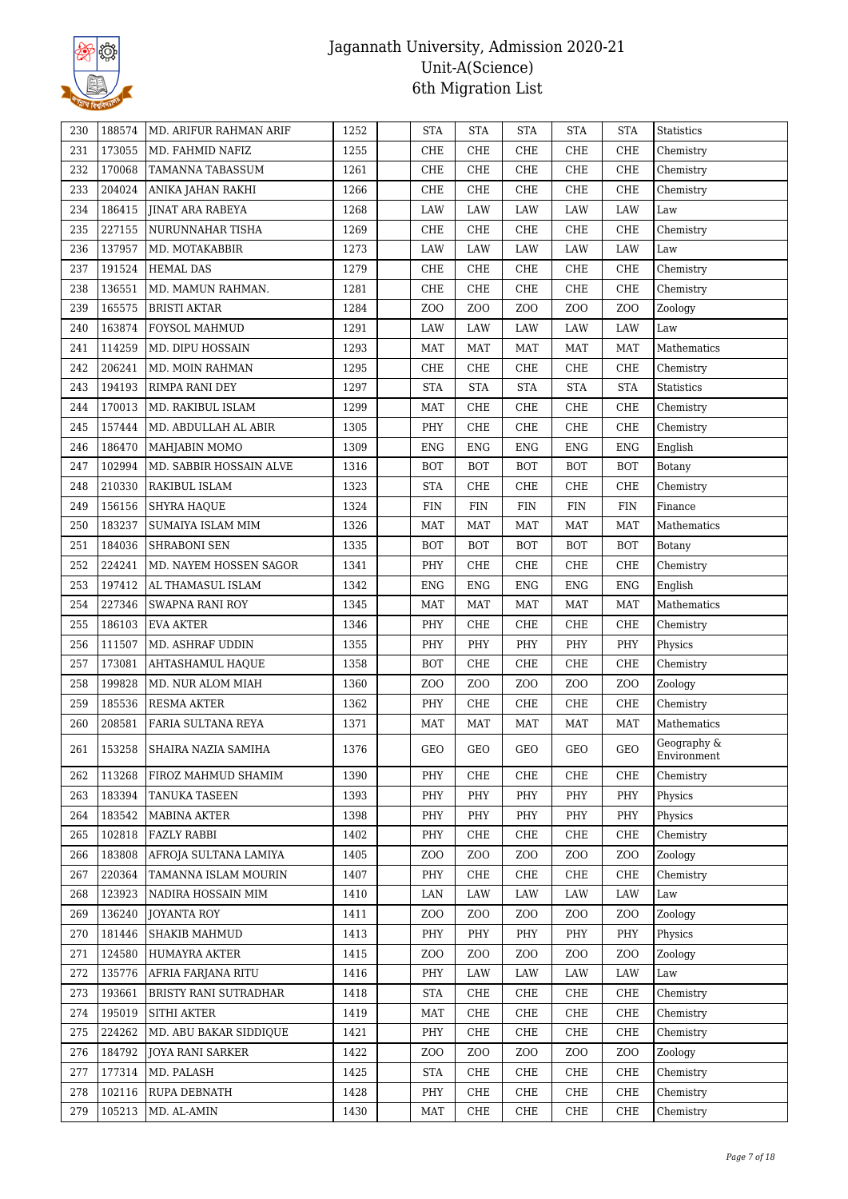# Jagannath University, Admission 2020-21
## Unit-A(Science)
## 6th Migration List

| | | | | | | | | | | |
|---|---|---|---|---|---|---|---|---|---|---|
| 230 | 188574 | MD. ARIFUR RAHMAN ARIF | 1252 | | STA | STA | STA | STA | STA | Statistics |
| 231 | 173055 | MD. FAHMID NAFIZ | 1255 | | CHE | CHE | CHE | CHE | CHE | Chemistry |
| 232 | 170068 | TAMANNA TABASSUM | 1261 | | CHE | CHE | CHE | CHE | CHE | Chemistry |
| 233 | 204024 | ANIKA JAHAN RAKHI | 1266 | | CHE | CHE | CHE | CHE | CHE | Chemistry |
| 234 | 186415 | JINAT ARA RABEYA | 1268 | | LAW | LAW | LAW | LAW | LAW | Law |
| 235 | 227155 | NURUNNAHAR TISHA | 1269 | | CHE | CHE | CHE | CHE | CHE | Chemistry |
| 236 | 137957 | MD. MOTAKABBIR | 1273 | | LAW | LAW | LAW | LAW | LAW | Law |
| 237 | 191524 | HEMAL DAS | 1279 | | CHE | CHE | CHE | CHE | CHE | Chemistry |
| 238 | 136551 | MD. MAMUN RAHMAN. | 1281 | | CHE | CHE | CHE | CHE | CHE | Chemistry |
| 239 | 165575 | BRISTI AKTAR | 1284 | | ZOO | ZOO | ZOO | ZOO | ZOO | Zoology |
| 240 | 163874 | FOYSOL MAHMUD | 1291 | | LAW | LAW | LAW | LAW | LAW | Law |
| 241 | 114259 | MD. DIPU HOSSAIN | 1293 | | MAT | MAT | MAT | MAT | MAT | Mathematics |
| 242 | 206241 | MD. MOIN RAHMAN | 1295 | | CHE | CHE | CHE | CHE | CHE | Chemistry |
| 243 | 194193 | RIMPA RANI DEY | 1297 | | STA | STA | STA | STA | STA | Statistics |
| 244 | 170013 | MD. RAKIBUL ISLAM | 1299 | | MAT | CHE | CHE | CHE | CHE | Chemistry |
| 245 | 157444 | MD. ABDULLAH AL ABIR | 1305 | | PHY | CHE | CHE | CHE | CHE | Chemistry |
| 246 | 186470 | MAHJABIN MOMO | 1309 | | ENG | ENG | ENG | ENG | ENG | English |
| 247 | 102994 | MD. SABBIR HOSSAIN ALVE | 1316 | | BOT | BOT | BOT | BOT | BOT | Botany |
| 248 | 210330 | RAKIBUL ISLAM | 1323 | | STA | CHE | CHE | CHE | CHE | Chemistry |
| 249 | 156156 | SHYRA HAQUE | 1324 | | FIN | FIN | FIN | FIN | FIN | Finance |
| 250 | 183237 | SUMAIYA ISLAM MIM | 1326 | | MAT | MAT | MAT | MAT | MAT | Mathematics |
| 251 | 184036 | SHRABONI SEN | 1335 | | BOT | BOT | BOT | BOT | BOT | Botany |
| 252 | 224241 | MD. NAYEM HOSSEN SAGOR | 1341 | | PHY | CHE | CHE | CHE | CHE | Chemistry |
| 253 | 197412 | AL THAMASUL ISLAM | 1342 | | ENG | ENG | ENG | ENG | ENG | English |
| 254 | 227346 | SWAPNA RANI ROY | 1345 | | MAT | MAT | MAT | MAT | MAT | Mathematics |
| 255 | 186103 | EVA AKTER | 1346 | | PHY | CHE | CHE | CHE | CHE | Chemistry |
| 256 | 111507 | MD. ASHRAF UDDIN | 1355 | | PHY | PHY | PHY | PHY | PHY | Physics |
| 257 | 173081 | AHTASHAMUL HAQUE | 1358 | | BOT | CHE | CHE | CHE | CHE | Chemistry |
| 258 | 199828 | MD. NUR ALOM MIAH | 1360 | | ZOO | ZOO | ZOO | ZOO | ZOO | Zoology |
| 259 | 185536 | RESMA AKTER | 1362 | | PHY | CHE | CHE | CHE | CHE | Chemistry |
| 260 | 208581 | FARIA SULTANA REYA | 1371 | | MAT | MAT | MAT | MAT | MAT | Mathematics |
| 261 | 153258 | SHAIRA NAZIA SAMIHA | 1376 | | GEO | GEO | GEO | GEO | GEO | Geography & Environment |
| 262 | 113268 | FIROZ MAHMUD SHAMIM | 1390 | | PHY | CHE | CHE | CHE | CHE | Chemistry |
| 263 | 183394 | TANUKA TASEEN | 1393 | | PHY | PHY | PHY | PHY | PHY | Physics |
| 264 | 183542 | MABINA AKTER | 1398 | | PHY | PHY | PHY | PHY | PHY | Physics |
| 265 | 102818 | FAZLY RABBI | 1402 | | PHY | CHE | CHE | CHE | CHE | Chemistry |
| 266 | 183808 | AFROJA SULTANA LAMIYA | 1405 | | ZOO | ZOO | ZOO | ZOO | ZOO | Zoology |
| 267 | 220364 | TAMANNA ISLAM MOURIN | 1407 | | PHY | CHE | CHE | CHE | CHE | Chemistry |
| 268 | 123923 | NADIRA HOSSAIN MIM | 1410 | | LAN | LAW | LAW | LAW | LAW | Law |
| 269 | 136240 | JOYANTA ROY | 1411 | | ZOO | ZOO | ZOO | ZOO | ZOO | Zoology |
| 270 | 181446 | SHAKIB MAHMUD | 1413 | | PHY | PHY | PHY | PHY | PHY | Physics |
| 271 | 124580 | HUMAYRA AKTER | 1415 | | ZOO | ZOO | ZOO | ZOO | ZOO | Zoology |
| 272 | 135776 | AFRIA FARJANA RITU | 1416 | | PHY | LAW | LAW | LAW | LAW | Law |
| 273 | 193661 | BRISTY RANI SUTRADHAR | 1418 | | STA | CHE | CHE | CHE | CHE | Chemistry |
| 274 | 195019 | SITHI AKTER | 1419 | | MAT | CHE | CHE | CHE | CHE | Chemistry |
| 275 | 224262 | MD. ABU BAKAR SIDDIQUE | 1421 | | PHY | CHE | CHE | CHE | CHE | Chemistry |
| 276 | 184792 | JOYA RANI SARKER | 1422 | | ZOO | ZOO | ZOO | ZOO | ZOO | Zoology |
| 277 | 177314 | MD. PALASH | 1425 | | STA | CHE | CHE | CHE | CHE | Chemistry |
| 278 | 102116 | RUPA DEBNATH | 1428 | | PHY | CHE | CHE | CHE | CHE | Chemistry |
| 279 | 105213 | MD. AL-AMIN | 1430 | | MAT | CHE | CHE | CHE | CHE | Chemistry |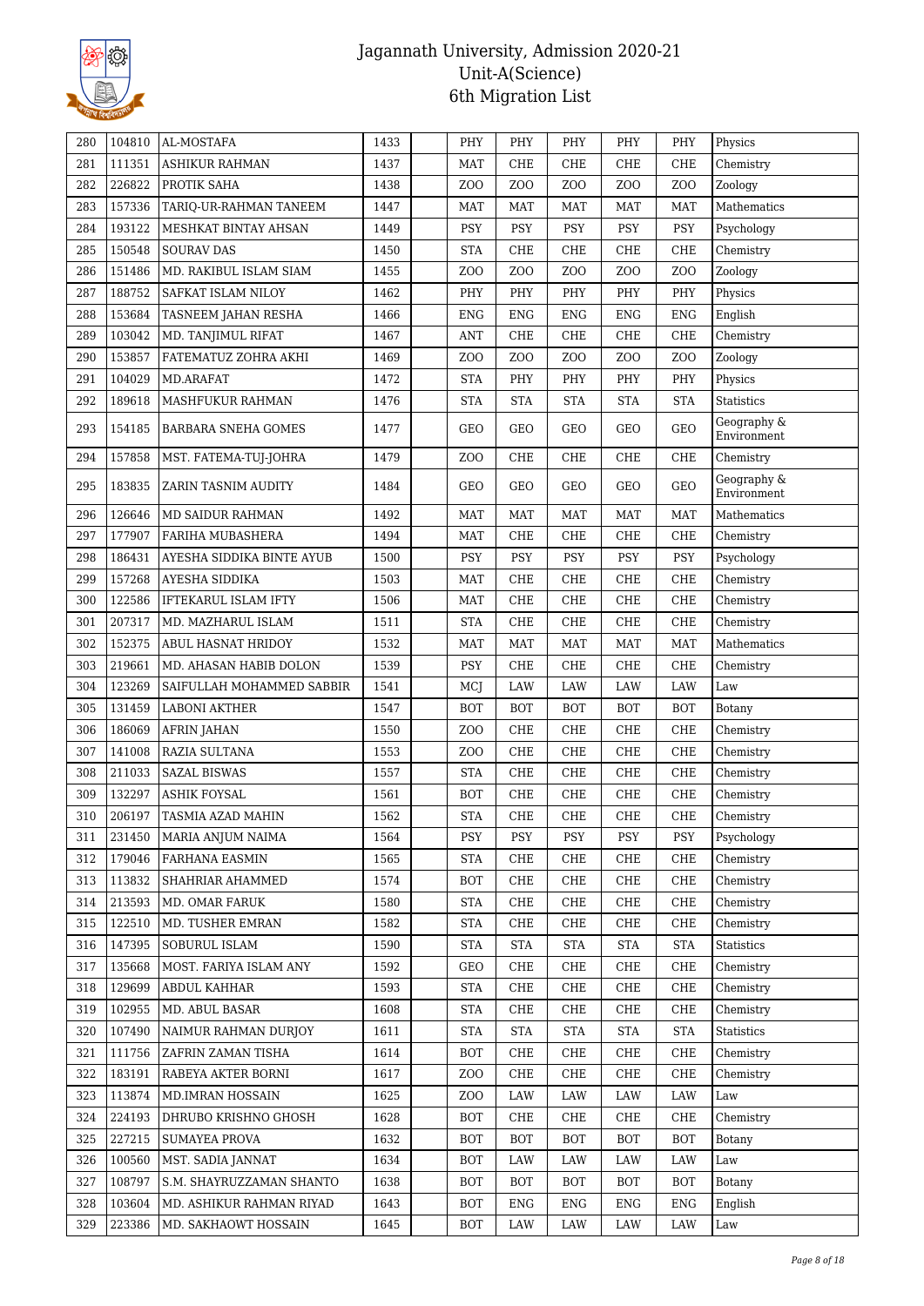# Jagannath University, Admission 2020-21
## Unit-A(Science)
## 6th Migration List

| | | | | | | | | | | |
|---|---|---|---|---|---|---|---|---|---|---|
| 280 | 104810 | AL-MOSTAFA | 1433 | | PHY | PHY | PHY | PHY | PHY | Physics |
| 281 | 111351 | ASHIKUR RAHMAN | 1437 | | MAT | CHE | CHE | CHE | CHE | Chemistry |
| 282 | 226822 | PROTIK SAHA | 1438 | | ZOO | ZOO | ZOO | ZOO | ZOO | Zoology |
| 283 | 157336 | TARIQ-UR-RAHMAN TANEEM | 1447 | | MAT | MAT | MAT | MAT | MAT | Mathematics |
| 284 | 193122 | MESHKAT BINTAY AHSAN | 1449 | | PSY | PSY | PSY | PSY | PSY | Psychology |
| 285 | 150548 | SOURAV DAS | 1450 | | STA | CHE | CHE | CHE | CHE | Chemistry |
| 286 | 151486 | MD. RAKIBUL ISLAM SIAM | 1455 | | ZOO | ZOO | ZOO | ZOO | ZOO | Zoology |
| 287 | 188752 | SAFKAT ISLAM NILOY | 1462 | | PHY | PHY | PHY | PHY | PHY | Physics |
| 288 | 153684 | TASNEEM JAHAN RESHA | 1466 | | ENG | ENG | ENG | ENG | ENG | English |
| 289 | 103042 | MD. TANJIMUL RIFAT | 1467 | | ANT | CHE | CHE | CHE | CHE | Chemistry |
| 290 | 153857 | FATEMATUZ ZOHRA AKHI | 1469 | | ZOO | ZOO | ZOO | ZOO | ZOO | Zoology |
| 291 | 104029 | MD.ARAFAT | 1472 | | STA | PHY | PHY | PHY | PHY | Physics |
| 292 | 189618 | MASHFUKUR RAHMAN | 1476 | | STA | STA | STA | STA | STA | Statistics |
| 293 | 154185 | BARBARA SNEHA GOMES | 1477 | | GEO | GEO | GEO | GEO | GEO | Geography & Environment |
| 294 | 157858 | MST. FATEMA-TUJ-JOHRA | 1479 | | ZOO | CHE | CHE | CHE | CHE | Chemistry |
| 295 | 183835 | ZARIN TASNIM AUDITY | 1484 | | GEO | GEO | GEO | GEO | GEO | Geography & Environment |
| 296 | 126646 | MD SAIDUR RAHMAN | 1492 | | MAT | MAT | MAT | MAT | MAT | Mathematics |
| 297 | 177907 | FARIHA MUBASHERA | 1494 | | MAT | CHE | CHE | CHE | CHE | Chemistry |
| 298 | 186431 | AYESHA SIDDIKA BINTE AYUB | 1500 | | PSY | PSY | PSY | PSY | PSY | Psychology |
| 299 | 157268 | AYESHA SIDDIKA | 1503 | | MAT | CHE | CHE | CHE | CHE | Chemistry |
| 300 | 122586 | IFTEKARUL ISLAM IFTY | 1506 | | MAT | CHE | CHE | CHE | CHE | Chemistry |
| 301 | 207317 | MD. MAZHARUL ISLAM | 1511 | | STA | CHE | CHE | CHE | CHE | Chemistry |
| 302 | 152375 | ABUL HASNAT HRIDOY | 1532 | | MAT | MAT | MAT | MAT | MAT | Mathematics |
| 303 | 219661 | MD. AHASAN HABIB DOLON | 1539 | | PSY | CHE | CHE | CHE | CHE | Chemistry |
| 304 | 123269 | SAIFULLAH MOHAMMED SABBIR | 1541 | | MCJ | LAW | LAW | LAW | LAW | Law |
| 305 | 131459 | LABONI AKTHER | 1547 | | BOT | BOT | BOT | BOT | BOT | Botany |
| 306 | 186069 | AFRIN JAHAN | 1550 | | ZOO | CHE | CHE | CHE | CHE | Chemistry |
| 307 | 141008 | RAZIA SULTANA | 1553 | | ZOO | CHE | CHE | CHE | CHE | Chemistry |
| 308 | 211033 | SAZAL BISWAS | 1557 | | STA | CHE | CHE | CHE | CHE | Chemistry |
| 309 | 132297 | ASHIK FOYSAL | 1561 | | BOT | CHE | CHE | CHE | CHE | Chemistry |
| 310 | 206197 | TASMIA AZAD MAHIN | 1562 | | STA | CHE | CHE | CHE | CHE | Chemistry |
| 311 | 231450 | MARIA ANJUM NAIMA | 1564 | | PSY | PSY | PSY | PSY | PSY | Psychology |
| 312 | 179046 | FARHANA EASMIN | 1565 | | STA | CHE | CHE | CHE | CHE | Chemistry |
| 313 | 113832 | SHAHRIAR AHAMMED | 1574 | | BOT | CHE | CHE | CHE | CHE | Chemistry |
| 314 | 213593 | MD. OMAR FARUK | 1580 | | STA | CHE | CHE | CHE | CHE | Chemistry |
| 315 | 122510 | MD. TUSHER EMRAN | 1582 | | STA | CHE | CHE | CHE | CHE | Chemistry |
| 316 | 147395 | SOBURUL ISLAM | 1590 | | STA | STA | STA | STA | STA | Statistics |
| 317 | 135668 | MOST. FARIYA ISLAM ANY | 1592 | | GEO | CHE | CHE | CHE | CHE | Chemistry |
| 318 | 129699 | ABDUL KAHHAR | 1593 | | STA | CHE | CHE | CHE | CHE | Chemistry |
| 319 | 102955 | MD. ABUL BASAR | 1608 | | STA | CHE | CHE | CHE | CHE | Chemistry |
| 320 | 107490 | NAIMUR RAHMAN DURJOY | 1611 | | STA | STA | STA | STA | STA | Statistics |
| 321 | 111756 | ZAFRIN ZAMAN TISHA | 1614 | | BOT | CHE | CHE | CHE | CHE | Chemistry |
| 322 | 183191 | RABEYA AKTER BORNI | 1617 | | ZOO | CHE | CHE | CHE | CHE | Chemistry |
| 323 | 113874 | MD.IMRAN HOSSAIN | 1625 | | ZOO | LAW | LAW | LAW | LAW | Law |
| 324 | 224193 | DHRUBO KRISHNO GHOSH | 1628 | | BOT | CHE | CHE | CHE | CHE | Chemistry |
| 325 | 227215 | SUMAYEA PROVA | 1632 | | BOT | BOT | BOT | BOT | BOT | Botany |
| 326 | 100560 | MST. SADIA JANNAT | 1634 | | BOT | LAW | LAW | LAW | LAW | Law |
| 327 | 108797 | S.M. SHAYRUZZAMAN SHANTO | 1638 | | BOT | BOT | BOT | BOT | BOT | Botany |
| 328 | 103604 | MD. ASHIKUR RAHMAN RIYAD | 1643 | | BOT | ENG | ENG | ENG | ENG | English |
| 329 | 223386 | MD. SAKHAOWT HOSSAIN | 1645 | | BOT | LAW | LAW | LAW | LAW | Law |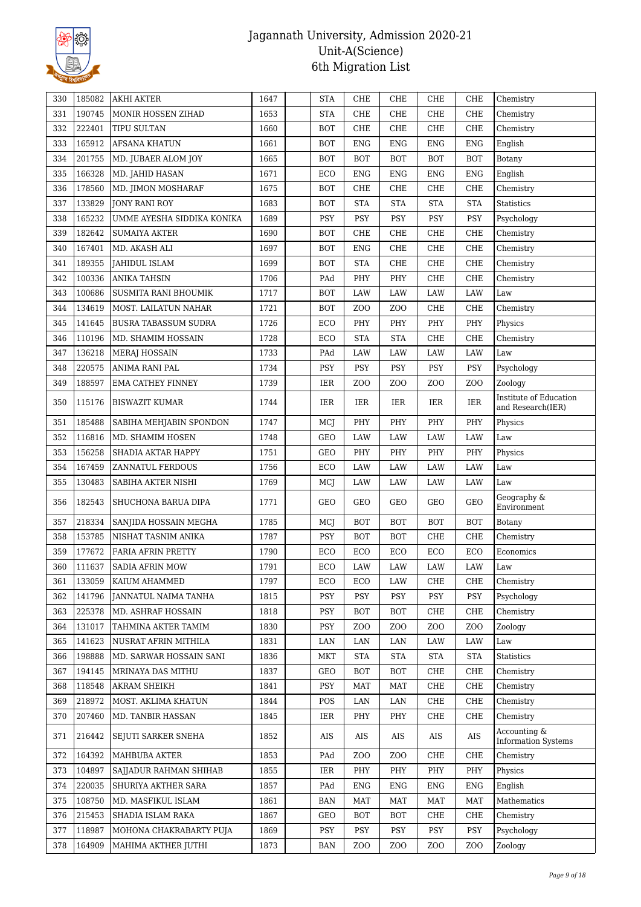# Jagannath University, Admission 2020-21
## Unit-A(Science)
## 6th Migration List

| | | | | | | | | | | |
|---|---|---|---|---|---|---|---|---|---|---|
| 330 | 185082 | AKHI AKTER | 1647 | | STA | CHE | CHE | CHE | CHE | Chemistry |
| 331 | 190745 | MONIR HOSSEN ZIHAD | 1653 | | STA | CHE | CHE | CHE | CHE | Chemistry |
| 332 | 222401 | TIPU SULTAN | 1660 | | BOT | CHE | CHE | CHE | CHE | Chemistry |
| 333 | 165912 | AFSANA KHATUN | 1661 | | BOT | ENG | ENG | ENG | ENG | English |
| 334 | 201755 | MD. JUBAER ALOM JOY | 1665 | | BOT | BOT | BOT | BOT | BOT | Botany |
| 335 | 166328 | MD. JAHID HASAN | 1671 | | ECO | ENG | ENG | ENG | ENG | English |
| 336 | 178560 | MD. JIMON MOSHARAF | 1675 | | BOT | CHE | CHE | CHE | CHE | Chemistry |
| 337 | 133829 | JONY RANI ROY | 1683 | | BOT | STA | STA | STA | STA | Statistics |
| 338 | 165232 | UMME AYESHA SIDDIKA KONIKA | 1689 | | PSY | PSY | PSY | PSY | PSY | Psychology |
| 339 | 182642 | SUMAIYA AKTER | 1690 | | BOT | CHE | CHE | CHE | CHE | Chemistry |
| 340 | 167401 | MD. AKASH ALI | 1697 | | BOT | ENG | CHE | CHE | CHE | Chemistry |
| 341 | 189355 | JAHIDUL ISLAM | 1699 | | BOT | STA | CHE | CHE | CHE | Chemistry |
| 342 | 100336 | ANIKA TAHSIN | 1706 | | PAd | PHY | PHY | CHE | CHE | Chemistry |
| 343 | 100686 | SUSMITA RANI BHOUMIK | 1717 | | BOT | LAW | LAW | LAW | LAW | Law |
| 344 | 134619 | MOST. LAILATUN NAHAR | 1721 | | BOT | ZOO | ZOO | CHE | CHE | Chemistry |
| 345 | 141645 | BUSRA TABASSUM SUDRA | 1726 | | ECO | PHY | PHY | PHY | PHY | Physics |
| 346 | 110196 | MD. SHAMIM HOSSAIN | 1728 | | ECO | STA | STA | CHE | CHE | Chemistry |
| 347 | 136218 | MERAJ HOSSAIN | 1733 | | PAd | LAW | LAW | LAW | LAW | Law |
| 348 | 220575 | ANIMA RANI PAL | 1734 | | PSY | PSY | PSY | PSY | PSY | Psychology |
| 349 | 188597 | EMA CATHEY FINNEY | 1739 | | IER | ZOO | ZOO | ZOO | ZOO | Zoology |
| 350 | 115176 | BISWAZIT KUMAR | 1744 | | IER | IER | IER | IER | IER | Institute of Education and Research(IER) |
| 351 | 185488 | SABIHA MEHJABIN SPONDON | 1747 | | MCJ | PHY | PHY | PHY | PHY | Physics |
| 352 | 116816 | MD. SHAMIM HOSEN | 1748 | | GEO | LAW | LAW | LAW | LAW | Law |
| 353 | 156258 | SHADIA AKTAR HAPPY | 1751 | | GEO | PHY | PHY | PHY | PHY | Physics |
| 354 | 167459 | ZANNATUL FERDOUS | 1756 | | ECO | LAW | LAW | LAW | LAW | Law |
| 355 | 130483 | SABIHA AKTER NISHI | 1769 | | MCJ | LAW | LAW | LAW | LAW | Law |
| 356 | 182543 | SHUCHONA BARUA DIPA | 1771 | | GEO | GEO | GEO | GEO | GEO | Geography & Environment |
| 357 | 218334 | SANJIDA HOSSAIN MEGHA | 1785 | | MCJ | BOT | BOT | BOT | BOT | Botany |
| 358 | 153785 | NISHAT TASNIM ANIKA | 1787 | | PSY | BOT | BOT | CHE | CHE | Chemistry |
| 359 | 177672 | FARIA AFRIN PRETTY | 1790 | | ECO | ECO | ECO | ECO | ECO | Economics |
| 360 | 111637 | SADIA AFRIN MOW | 1791 | | ECO | LAW | LAW | LAW | LAW | Law |
| 361 | 133059 | KAIUM AHAMMED | 1797 | | ECO | ECO | LAW | CHE | CHE | Chemistry |
| 362 | 141796 | JANNATUL NAIMA TANHA | 1815 | | PSY | PSY | PSY | PSY | PSY | Psychology |
| 363 | 225378 | MD. ASHRAF HOSSAIN | 1818 | | PSY | BOT | BOT | CHE | CHE | Chemistry |
| 364 | 131017 | TAHMINA AKTER TAMIM | 1830 | | PSY | ZOO | ZOO | ZOO | ZOO | Zoology |
| 365 | 141623 | NUSRAT AFRIN MITHILA | 1831 | | LAN | LAN | LAN | LAW | LAW | Law |
| 366 | 198888 | MD. SARWAR HOSSAIN SANI | 1836 | | MKT | STA | STA | STA | STA | Statistics |
| 367 | 194145 | MRINAYA DAS MITHU | 1837 | | GEO | BOT | BOT | CHE | CHE | Chemistry |
| 368 | 118548 | AKRAM SHEIKH | 1841 | | PSY | MAT | MAT | CHE | CHE | Chemistry |
| 369 | 218972 | MOST. AKLIMA KHATUN | 1844 | | POS | LAN | LAN | CHE | CHE | Chemistry |
| 370 | 207460 | MD. TANBIR HASSAN | 1845 | | IER | PHY | PHY | CHE | CHE | Chemistry |
| 371 | 216442 | SEJUTI SARKER SNEHA | 1852 | | AIS | AIS | AIS | AIS | AIS | Accounting & Information Systems |
| 372 | 164392 | MAHBUBA AKTER | 1853 | | PAd | ZOO | ZOO | CHE | CHE | Chemistry |
| 373 | 104897 | SAJJADUR RAHMAN SHIHAB | 1855 | | IER | PHY | PHY | PHY | PHY | Physics |
| 374 | 220035 | SHURIYA AKTHER SARA | 1857 | | PAd | ENG | ENG | ENG | ENG | English |
| 375 | 108750 | MD. MASFIKUL ISLAM | 1861 | | BAN | MAT | MAT | MAT | MAT | Mathematics |
| 376 | 215453 | SHADIA ISLAM RAKA | 1867 | | GEO | BOT | BOT | CHE | CHE | Chemistry |
| 377 | 118987 | MOHONA CHAKRABARTY PUJA | 1869 | | PSY | PSY | PSY | PSY | PSY | Psychology |
| 378 | 164909 | MAHIMA AKTHER JUTHI | 1873 | | BAN | ZOO | ZOO | ZOO | ZOO | Zoology |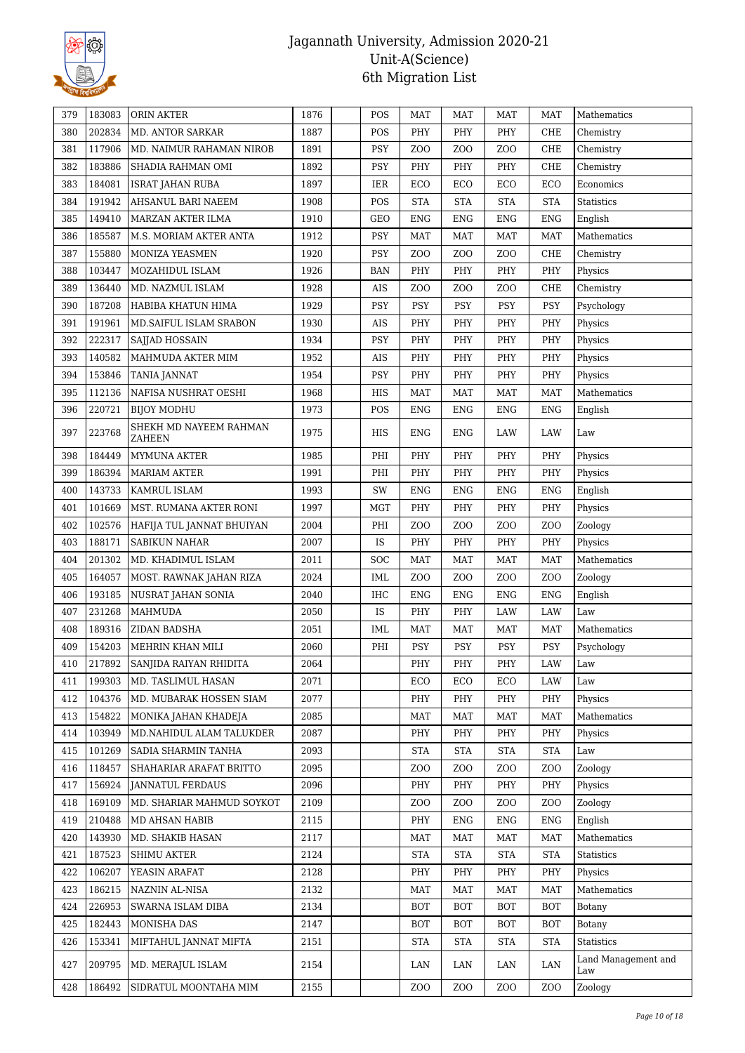# Jagannath University, Admission 2020-21
## Unit-A(Science)
## 6th Migration List

| | | | | | | | | | | |
|---|---|---|---|---|---|---|---|---|---|---|
| 379 | 183083 | ORIN AKTER | 1876 | | POS | MAT | MAT | MAT | MAT | Mathematics |
| 380 | 202834 | MD. ANTOR SARKAR | 1887 | | POS | PHY | PHY | PHY | CHE | Chemistry |
| 381 | 117906 | MD. NAIMUR RAHAMAN NIROB | 1891 | | PSY | ZOO | ZOO | ZOO | CHE | Chemistry |
| 382 | 183886 | SHADIA RAHMAN OMI | 1892 | | PSY | PHY | PHY | PHY | CHE | Chemistry |
| 383 | 184081 | ISRAT JAHAN RUBA | 1897 | | IER | ECO | ECO | ECO | ECO | Economics |
| 384 | 191942 | AHSANUL BARI NAEEM | 1908 | | POS | STA | STA | STA | STA | Statistics |
| 385 | 149410 | MARZAN AKTER ILMA | 1910 | | GEO | ENG | ENG | ENG | ENG | English |
| 386 | 185587 | M.S. MORIAM AKTER ANTA | 1912 | | PSY | MAT | MAT | MAT | MAT | Mathematics |
| 387 | 155880 | MONIZA YEASMEN | 1920 | | PSY | ZOO | ZOO | ZOO | CHE | Chemistry |
| 388 | 103447 | MOZAHIDUL ISLAM | 1926 | | BAN | PHY | PHY | PHY | PHY | Physics |
| 389 | 136440 | MD. NAZMUL ISLAM | 1928 | | AIS | ZOO | ZOO | ZOO | CHE | Chemistry |
| 390 | 187208 | HABIBA KHATUN HIMA | 1929 | | PSY | PSY | PSY | PSY | PSY | Psychology |
| 391 | 191961 | MD.SAIFUL ISLAM SRABON | 1930 | | AIS | PHY | PHY | PHY | PHY | Physics |
| 392 | 222317 | SAJJAD HOSSAIN | 1934 | | PSY | PHY | PHY | PHY | PHY | Physics |
| 393 | 140582 | MAHMUDA AKTER MIM | 1952 | | AIS | PHY | PHY | PHY | PHY | Physics |
| 394 | 153846 | TANIA JANNAT | 1954 | | PSY | PHY | PHY | PHY | PHY | Physics |
| 395 | 112136 | NAFISA NUSHRAT OESHI | 1968 | | HIS | MAT | MAT | MAT | MAT | Mathematics |
| 396 | 220721 | BIJOY MODHU | 1973 | | POS | ENG | ENG | ENG | ENG | English |
| 397 | 223768 | SHEKH MD NAYEEM RAHMAN ZAHEEN | 1975 | | HIS | ENG | ENG | LAW | LAW | Law |
| 398 | 184449 | MYMUNA AKTER | 1985 | | PHI | PHY | PHY | PHY | PHY | Physics |
| 399 | 186394 | MARIAM AKTER | 1991 | | PHI | PHY | PHY | PHY | PHY | Physics |
| 400 | 143733 | KAMRUL ISLAM | 1993 | | SW | ENG | ENG | ENG | ENG | English |
| 401 | 101669 | MST. RUMANA AKTER RONI | 1997 | | MGT | PHY | PHY | PHY | PHY | Physics |
| 402 | 102576 | HAFIJA TUL JANNAT BHUIYAN | 2004 | | PHI | ZOO | ZOO | ZOO | ZOO | Zoology |
| 403 | 188171 | SABIKUN NAHAR | 2007 | | IS | PHY | PHY | PHY | PHY | Physics |
| 404 | 201302 | MD. KHADIMUL ISLAM | 2011 | | SOC | MAT | MAT | MAT | MAT | Mathematics |
| 405 | 164057 | MOST. RAWNAK JAHAN RIZA | 2024 | | IML | ZOO | ZOO | ZOO | ZOO | Zoology |
| 406 | 193185 | NUSRAT JAHAN SONIA | 2040 | | IHC | ENG | ENG | ENG | ENG | English |
| 407 | 231268 | MAHMUDA | 2050 | | IS | PHY | PHY | LAW | LAW | Law |
| 408 | 189316 | ZIDAN BADSHA | 2051 | | IML | MAT | MAT | MAT | MAT | Mathematics |
| 409 | 154203 | MEHRIN KHAN MILI | 2060 | | PHI | PSY | PSY | PSY | PSY | Psychology |
| 410 | 217892 | SANJIDA RAIYAN RHIDITA | 2064 | | | PHY | PHY | PHY | LAW | Law |
| 411 | 199303 | MD. TASLIMUL HASAN | 2071 | | | ECO | ECO | ECO | LAW | Law |
| 412 | 104376 | MD. MUBARAK HOSSEN SIAM | 2077 | | | PHY | PHY | PHY | PHY | Physics |
| 413 | 154822 | MONIKA JAHAN KHADEJA | 2085 | | | MAT | MAT | MAT | MAT | Mathematics |
| 414 | 103949 | MD.NAHIDUL ALAM TALUKDER | 2087 | | | PHY | PHY | PHY | PHY | Physics |
| 415 | 101269 | SADIA SHARMIN TANHA | 2093 | | | STA | STA | STA | STA | Law |
| 416 | 118457 | SHAHARIAR ARAFAT BRITTO | 2095 | | | ZOO | ZOO | ZOO | ZOO | Zoology |
| 417 | 156924 | JANNATUL FERDAUS | 2096 | | | PHY | PHY | PHY | PHY | Physics |
| 418 | 169109 | MD. SHARIAR MAHMUD SOYKOT | 2109 | | | ZOO | ZOO | ZOO | ZOO | Zoology |
| 419 | 210488 | MD AHSAN HABIB | 2115 | | | PHY | ENG | ENG | ENG | English |
| 420 | 143930 | MD. SHAKIB HASAN | 2117 | | | MAT | MAT | MAT | MAT | Mathematics |
| 421 | 187523 | SHIMU AKTER | 2124 | | | STA | STA | STA | STA | Statistics |
| 422 | 106207 | YEASIN ARAFAT | 2128 | | | PHY | PHY | PHY | PHY | Physics |
| 423 | 186215 | NAZNIN AL-NISA | 2132 | | | MAT | MAT | MAT | MAT | Mathematics |
| 424 | 226953 | SWARNA ISLAM DIBA | 2134 | | | BOT | BOT | BOT | BOT | Botany |
| 425 | 182443 | MONISHA DAS | 2147 | | | BOT | BOT | BOT | BOT | Botany |
| 426 | 153341 | MIFTAHUL JANNAT MIFTA | 2151 | | | STA | STA | STA | STA | Statistics |
| 427 | 209795 | MD. MERAJUL ISLAM | 2154 | | | LAN | LAN | LAN | LAN | Land Management and Law |
| 428 | 186492 | SIDRATUL MOONTAHA MIM | 2155 | | | ZOO | ZOO | ZOO | ZOO | Zoology |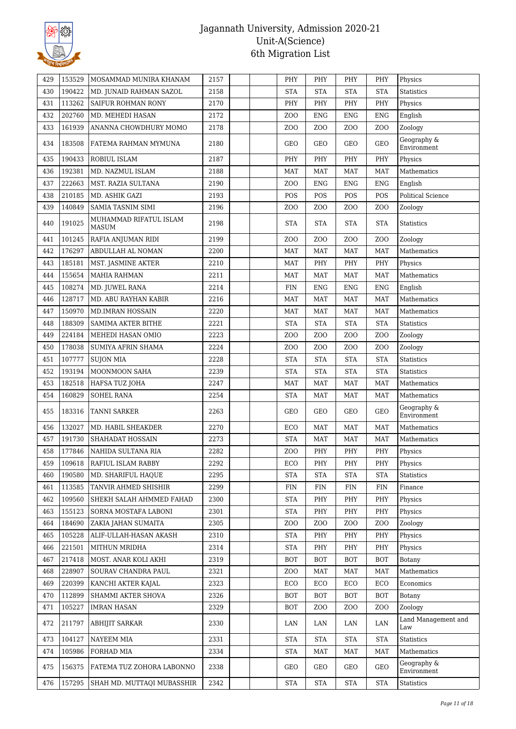# Jagannath University, Admission 2020-21
## Unit-A(Science)
### 6th Migration List

| | | | | | | | | | | |
|---|---|---|---|---|---|---|---|---|---|---|
| 429 | 153529 | MOSAMMAD MUNIRA KHANAM | 2157 | | | PHY | PHY | PHY | PHY | Physics |
| 430 | 190422 | MD. JUNAID RAHMAN SAZOL | 2158 | | | STA | STA | STA | STA | Statistics |
| 431 | 113262 | SAIFUR ROHMAN RONY | 2170 | | | PHY | PHY | PHY | PHY | Physics |
| 432 | 202760 | MD. MEHEDI HASAN | 2172 | | | ZOO | ENG | ENG | ENG | English |
| 433 | 161939 | ANANNA CHOWDHURY MOMO | 2178 | | | ZOO | ZOO | ZOO | ZOO | Zoology |
| 434 | 183508 | FATEMA RAHMAN MYMUNA | 2180 | | | GEO | GEO | GEO | GEO | Geography & Environment |
| 435 | 190433 | ROBIUL ISLAM | 2187 | | | PHY | PHY | PHY | PHY | Physics |
| 436 | 192381 | MD. NAZMUL ISLAM | 2188 | | | MAT | MAT | MAT | MAT | Mathematics |
| 437 | 222663 | MST. RAZIA SULTANA | 2190 | | | ZOO | ENG | ENG | ENG | English |
| 438 | 210185 | MD. ASHIK GAZI | 2193 | | | POS | POS | POS | POS | Political Science |
| 439 | 140849 | SAMIA TASNIM SIMI | 2196 | | | ZOO | ZOO | ZOO | ZOO | Zoology |
| 440 | 191025 | MUHAMMAD RIFATUL ISLAM MASUM | 2198 | | | STA | STA | STA | STA | Statistics |
| 441 | 101245 | RAFIA ANJUMAN RIDI | 2199 | | | ZOO | ZOO | ZOO | ZOO | Zoology |
| 442 | 176297 | ABDULLAH AL NOMAN | 2200 | | | MAT | MAT | MAT | MAT | Mathematics |
| 443 | 185181 | MST. JASMINE AKTER | 2210 | | | MAT | PHY | PHY | PHY | Physics |
| 444 | 155654 | MAHIA RAHMAN | 2211 | | | MAT | MAT | MAT | MAT | Mathematics |
| 445 | 108274 | MD. JUWEL RANA | 2214 | | | FIN | ENG | ENG | ENG | English |
| 446 | 128717 | MD. ABU RAYHAN KABIR | 2216 | | | MAT | MAT | MAT | MAT | Mathematics |
| 447 | 150970 | MD.IMRAN HOSSAIN | 2220 | | | MAT | MAT | MAT | MAT | Mathematics |
| 448 | 188309 | SAMIMA AKTER BITHE | 2221 | | | STA | STA | STA | STA | Statistics |
| 449 | 224184 | MEHEDI HASAN OMIO | 2223 | | | ZOO | ZOO | ZOO | ZOO | Zoology |
| 450 | 178038 | SUMIYA AFRIN SHAMA | 2224 | | | ZOO | ZOO | ZOO | ZOO | Zoology |
| 451 | 107777 | SUJON MIA | 2228 | | | STA | STA | STA | STA | Statistics |
| 452 | 193194 | MOONMOON SAHA | 2239 | | | STA | STA | STA | STA | Statistics |
| 453 | 182518 | HAFSA TUZ JOHA | 2247 | | | MAT | MAT | MAT | MAT | Mathematics |
| 454 | 160829 | SOHEL RANA | 2254 | | | STA | MAT | MAT | MAT | Mathematics |
| 455 | 183316 | TANNI SARKER | 2263 | | | GEO | GEO | GEO | GEO | Geography & Environment |
| 456 | 132027 | MD. HABIL SHEAKDER | 2270 | | | ECO | MAT | MAT | MAT | Mathematics |
| 457 | 191730 | SHAHADAT HOSSAIN | 2273 | | | STA | MAT | MAT | MAT | Mathematics |
| 458 | 177846 | NAHIDA SULTANA RIA | 2282 | | | ZOO | PHY | PHY | PHY | Physics |
| 459 | 109618 | RAFIUL ISLAM RABBY | 2292 | | | ECO | PHY | PHY | PHY | Physics |
| 460 | 190580 | MD. SHARIFUL HAQUE | 2295 | | | STA | STA | STA | STA | Statistics |
| 461 | 113585 | TANVIR AHMED SHISHIR | 2299 | | | FIN | FIN | FIN | FIN | Finance |
| 462 | 109560 | SHEKH SALAH AHMMED FAHAD | 2300 | | | STA | PHY | PHY | PHY | Physics |
| 463 | 155123 | SORNA MOSTAFA LABONI | 2301 | | | STA | PHY | PHY | PHY | Physics |
| 464 | 184690 | ZAKIA JAHAN SUMAITA | 2305 | | | ZOO | ZOO | ZOO | ZOO | Zoology |
| 465 | 105228 | ALIF-ULLAH-HASAN AKASH | 2310 | | | STA | PHY | PHY | PHY | Physics |
| 466 | 221501 | MITHUN MRIDHA | 2314 | | | STA | PHY | PHY | PHY | Physics |
| 467 | 217418 | MOST. ANAR KOLI AKHI | 2319 | | | BOT | BOT | BOT | BOT | Botany |
| 468 | 228907 | SOURAV CHANDRA PAUL | 2321 | | | ZOO | MAT | MAT | MAT | Mathematics |
| 469 | 220399 | KANCHI AKTER KAJAL | 2323 | | | ECO | ECO | ECO | ECO | Economics |
| 470 | 112899 | SHAMMI AKTER SHOVA | 2326 | | | BOT | BOT | BOT | BOT | Botany |
| 471 | 105227 | IMRAN HASAN | 2329 | | | BOT | ZOO | ZOO | ZOO | Zoology |
| 472 | 211797 | ABHIJIT SARKAR | 2330 | | | LAN | LAN | LAN | LAN | Land Management and Law |
| 473 | 104127 | NAYEEM MIA | 2331 | | | STA | STA | STA | STA | Statistics |
| 474 | 105986 | FORHAD MIA | 2334 | | | STA | MAT | MAT | MAT | Mathematics |
| 475 | 156375 | FATEMA TUZ ZOHORA LABONNO | 2338 | | | GEO | GEO | GEO | GEO | Geography & Environment |
| 476 | 157295 | SHAH MD. MUTTAQI MUBASSHIR | 2342 | | | STA | STA | STA | STA | Statistics |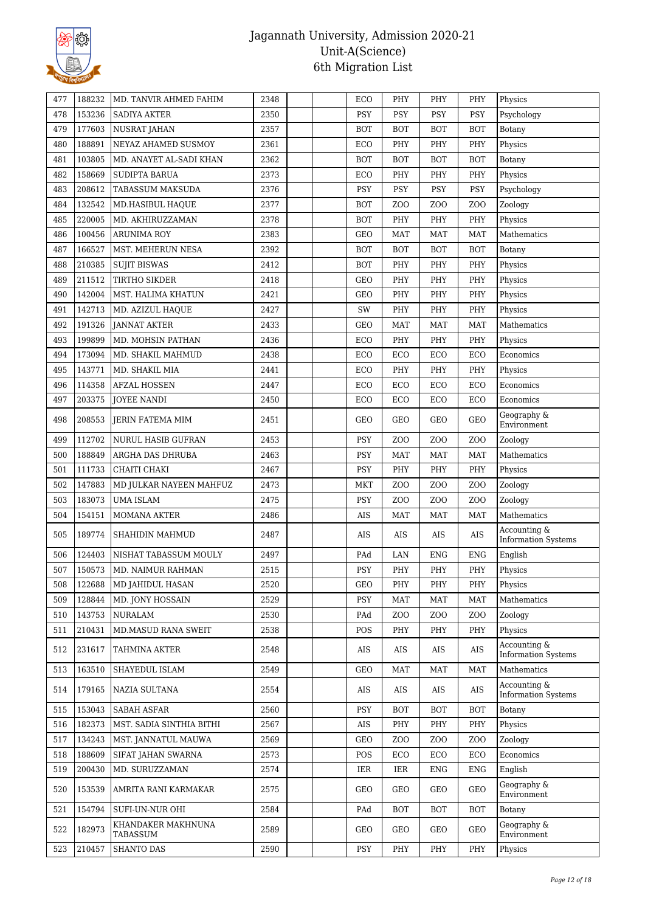# Jagannath University, Admission 2020-21
## Unit-A(Science)
## 6th Migration List

| | | | | | | | | | | |
|---|---|---|---|---|---|---|---|---|---|---|
| 477 | 188232 | MD. TANVIR AHMED FAHIM | 2348 | | | ECO | PHY | PHY | PHY | Physics |
| 478 | 153236 | SADIYA AKTER | 2350 | | | PSY | PSY | PSY | PSY | Psychology |
| 479 | 177603 | NUSRAT JAHAN | 2357 | | | BOT | BOT | BOT | BOT | Botany |
| 480 | 188891 | NEYAZ AHAMED SUSMOY | 2361 | | | ECO | PHY | PHY | PHY | Physics |
| 481 | 103805 | MD. ANAYET AL-SADI KHAN | 2362 | | | BOT | BOT | BOT | BOT | Botany |
| 482 | 158669 | SUDIPTA BARUA | 2373 | | | ECO | PHY | PHY | PHY | Physics |
| 483 | 208612 | TABASSUM MAKSUDA | 2376 | | | PSY | PSY | PSY | PSY | Psychology |
| 484 | 132542 | MD.HASIBUL HAQUE | 2377 | | | BOT | ZOO | ZOO | ZOO | Zoology |
| 485 | 220005 | MD. AKHIRUZZAMAN | 2378 | | | BOT | PHY | PHY | PHY | Physics |
| 486 | 100456 | ARUNIMA ROY | 2383 | | | GEO | MAT | MAT | MAT | Mathematics |
| 487 | 166527 | MST. MEHERUN NESA | 2392 | | | BOT | BOT | BOT | BOT | Botany |
| 488 | 210385 | SUJIT BISWAS | 2412 | | | BOT | PHY | PHY | PHY | Physics |
| 489 | 211512 | TIRTHO SIKDER | 2418 | | | GEO | PHY | PHY | PHY | Physics |
| 490 | 142004 | MST. HALIMA KHATUN | 2421 | | | GEO | PHY | PHY | PHY | Physics |
| 491 | 142713 | MD. AZIZUL HAQUE | 2427 | | | SW | PHY | PHY | PHY | Physics |
| 492 | 191326 | JANNAT AKTER | 2433 | | | GEO | MAT | MAT | MAT | Mathematics |
| 493 | 199899 | MD. MOHSIN PATHAN | 2436 | | | ECO | PHY | PHY | PHY | Physics |
| 494 | 173094 | MD. SHAKIL MAHMUD | 2438 | | | ECO | ECO | ECO | ECO | Economics |
| 495 | 143771 | MD. SHAKIL MIA | 2441 | | | ECO | PHY | PHY | PHY | Physics |
| 496 | 114358 | AFZAL HOSSEN | 2447 | | | ECO | ECO | ECO | ECO | Economics |
| 497 | 203375 | JOYEE NANDI | 2450 | | | ECO | ECO | ECO | ECO | Economics |
| 498 | 208553 | JERIN FATEMA MIM | 2451 | | | GEO | GEO | GEO | GEO | Geography & Environment |
| 499 | 112702 | NURUL HASIB GUFRAN | 2453 | | | PSY | ZOO | ZOO | ZOO | Zoology |
| 500 | 188849 | ARGHA DAS DHRUBA | 2463 | | | PSY | MAT | MAT | MAT | Mathematics |
| 501 | 111733 | CHAITI CHAKI | 2467 | | | PSY | PHY | PHY | PHY | Physics |
| 502 | 147883 | MD JULKAR NAYEEN MAHFUZ | 2473 | | | MKT | ZOO | ZOO | ZOO | Zoology |
| 503 | 183073 | UMA ISLAM | 2475 | | | PSY | ZOO | ZOO | ZOO | Zoology |
| 504 | 154151 | MOMANA AKTER | 2486 | | | AIS | MAT | MAT | MAT | Mathematics |
| 505 | 189774 | SHAHIDIN MAHMUD | 2487 | | | AIS | AIS | AIS | AIS | Accounting & Information Systems |
| 506 | 124403 | NISHAT TABASSUM MOULY | 2497 | | | PAd | LAN | ENG | ENG | English |
| 507 | 150573 | MD. NAIMUR RAHMAN | 2515 | | | PSY | PHY | PHY | PHY | Physics |
| 508 | 122688 | MD JAHIDUL HASAN | 2520 | | | GEO | PHY | PHY | PHY | Physics |
| 509 | 128844 | MD. JONY HOSSAIN | 2529 | | | PSY | MAT | MAT | MAT | Mathematics |
| 510 | 143753 | NURALAM | 2530 | | | PAd | ZOO | ZOO | ZOO | Zoology |
| 511 | 210431 | MD.MASUD RANA SWEIT | 2538 | | | POS | PHY | PHY | PHY | Physics |
| 512 | 231617 | TAHMINA AKTER | 2548 | | | AIS | AIS | AIS | AIS | Accounting & Information Systems |
| 513 | 163510 | SHAYEDUL ISLAM | 2549 | | | GEO | MAT | MAT | MAT | Mathematics |
| 514 | 179165 | NAZIA SULTANA | 2554 | | | AIS | AIS | AIS | AIS | Accounting & Information Systems |
| 515 | 153043 | SABAH ASFAR | 2560 | | | PSY | BOT | BOT | BOT | Botany |
| 516 | 182373 | MST. SADIA SINTHIA BITHI | 2567 | | | AIS | PHY | PHY | PHY | Physics |
| 517 | 134243 | MST. JANNATUL MAUWA | 2569 | | | GEO | ZOO | ZOO | ZOO | Zoology |
| 518 | 188609 | SIFAT JAHAN SWARNA | 2573 | | | POS | ECO | ECO | ECO | Economics |
| 519 | 200430 | MD. SURUZZAMAN | 2574 | | | IER | IER | ENG | ENG | English |
| 520 | 153539 | AMRITA RANI KARMAKAR | 2575 | | | GEO | GEO | GEO | GEO | Geography & Environment |
| 521 | 154794 | SUFI-UN-NUR OHI | 2584 | | | PAd | BOT | BOT | BOT | Botany |
| 522 | 182973 | KHANDAKER MAKHNUNA TABASSUM | 2589 | | | GEO | GEO | GEO | GEO | Geography & Environment |
| 523 | 210457 | SHANTO DAS | 2590 | | | PSY | PHY | PHY | PHY | Physics |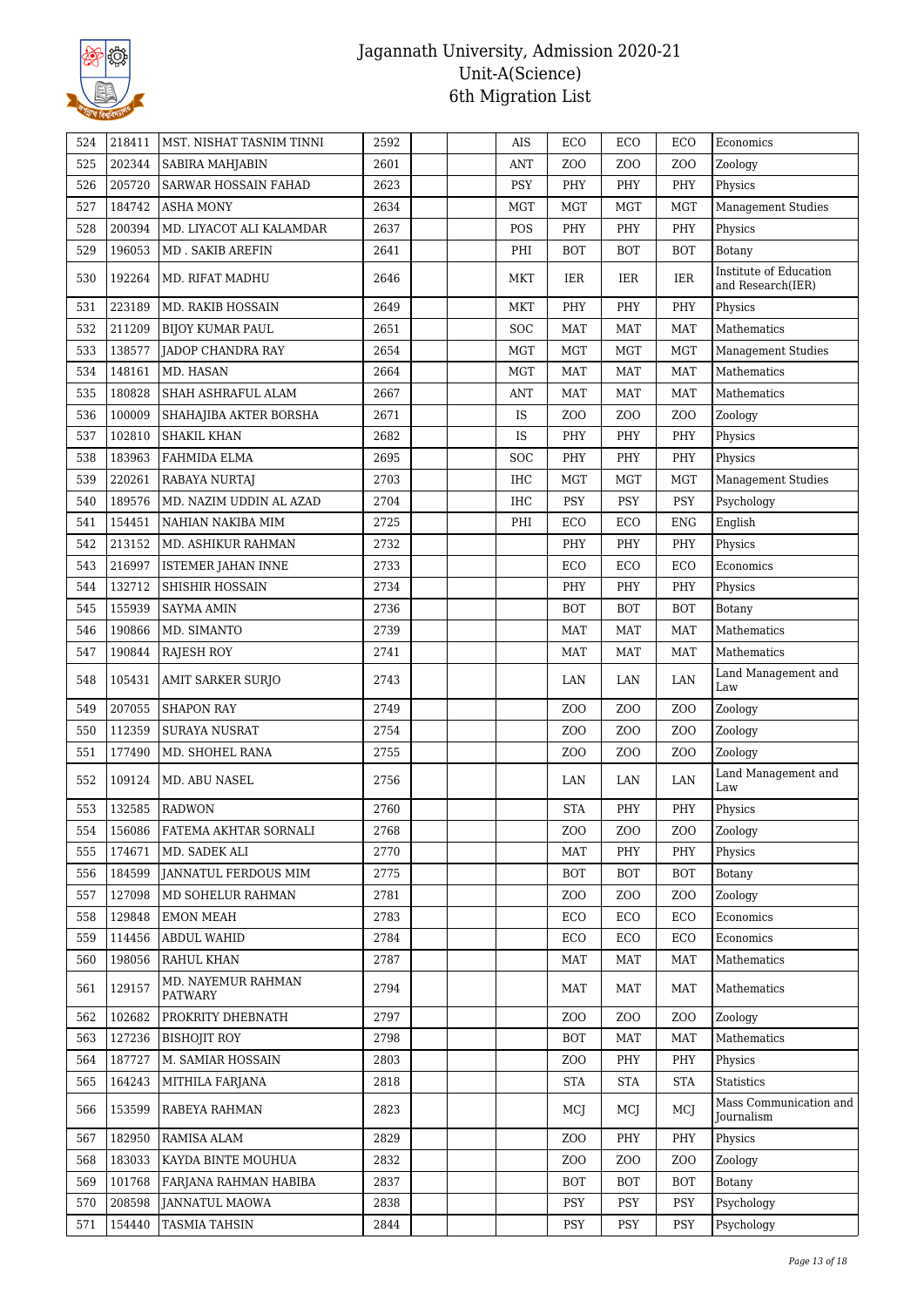# Jagannath University, Admission 2020-21
## Unit-A(Science)
## 6th Migration List

| | | | | | | | | | | |
|---|---|---|---|---|---|---|---|---|---|---|
| 524 | 218411 | MST. NISHAT TASNIM TINNI | 2592 | | | AIS | ECO | ECO | ECO | Economics |
| 525 | 202344 | SABIRA MAHJABIN | 2601 | | | ANT | ZOO | ZOO | ZOO | Zoology |
| 526 | 205720 | SARWAR HOSSAIN FAHAD | 2623 | | | PSY | PHY | PHY | PHY | Physics |
| 527 | 184742 | ASHA MONY | 2634 | | | MGT | MGT | MGT | MGT | Management Studies |
| 528 | 200394 | MD. LIYACOT ALI KALAMDAR | 2637 | | | POS | PHY | PHY | PHY | Physics |
| 529 | 196053 | MD . SAKIB AREFIN | 2641 | | | PHI | BOT | BOT | BOT | Botany |
| 530 | 192264 | MD. RIFAT MADHU | 2646 | | | MKT | IER | IER | IER | Institute of Education and Research(IER) |
| 531 | 223189 | MD. RAKIB HOSSAIN | 2649 | | | MKT | PHY | PHY | PHY | Physics |
| 532 | 211209 | BIJOY KUMAR PAUL | 2651 | | | SOC | MAT | MAT | MAT | Mathematics |
| 533 | 138577 | JADOP CHANDRA RAY | 2654 | | | MGT | MGT | MGT | MGT | Management Studies |
| 534 | 148161 | MD. HASAN | 2664 | | | MGT | MAT | MAT | MAT | Mathematics |
| 535 | 180828 | SHAH ASHRAFUL ALAM | 2667 | | | ANT | MAT | MAT | MAT | Mathematics |
| 536 | 100009 | SHAHAJIBA AKTER BORSHA | 2671 | | | IS | ZOO | ZOO | ZOO | Zoology |
| 537 | 102810 | SHAKIL KHAN | 2682 | | | IS | PHY | PHY | PHY | Physics |
| 538 | 183963 | FAHMIDA ELMA | 2695 | | | SOC | PHY | PHY | PHY | Physics |
| 539 | 220261 | RABAYA NURTAJ | 2703 | | | IHC | MGT | MGT | MGT | Management Studies |
| 540 | 189576 | MD. NAZIM UDDIN AL AZAD | 2704 | | | IHC | PSY | PSY | PSY | Psychology |
| 541 | 154451 | NAHIAN NAKIBA MIM | 2725 | | | PHI | ECO | ECO | ENG | English |
| 542 | 213152 | MD. ASHIKUR RAHMAN | 2732 | | | | PHY | PHY | PHY | Physics |
| 543 | 216997 | ISTEMER JAHAN INNE | 2733 | | | | ECO | ECO | ECO | Economics |
| 544 | 132712 | SHISHIR HOSSAIN | 2734 | | | | PHY | PHY | PHY | Physics |
| 545 | 155939 | SAYMA AMIN | 2736 | | | | BOT | BOT | BOT | Botany |
| 546 | 190866 | MD. SIMANTO | 2739 | | | | MAT | MAT | MAT | Mathematics |
| 547 | 190844 | RAJESH ROY | 2741 | | | | MAT | MAT | MAT | Mathematics |
| 548 | 105431 | AMIT SARKER SURJO | 2743 | | | | LAN | LAN | LAN | Land Management and Law |
| 549 | 207055 | SHAPON RAY | 2749 | | | | ZOO | ZOO | ZOO | Zoology |
| 550 | 112359 | SURAYA NUSRAT | 2754 | | | | ZOO | ZOO | ZOO | Zoology |
| 551 | 177490 | MD. SHOHEL RANA | 2755 | | | | ZOO | ZOO | ZOO | Zoology |
| 552 | 109124 | MD. ABU NASEL | 2756 | | | | LAN | LAN | LAN | Land Management and Law |
| 553 | 132585 | RADWON | 2760 | | | | STA | PHY | PHY | Physics |
| 554 | 156086 | FATEMA AKHTAR SORNALI | 2768 | | | | ZOO | ZOO | ZOO | Zoology |
| 555 | 174671 | MD. SADEK ALI | 2770 | | | | MAT | PHY | PHY | Physics |
| 556 | 184599 | JANNATUL FERDOUS MIM | 2775 | | | | BOT | BOT | BOT | Botany |
| 557 | 127098 | MD SOHELUR RAHMAN | 2781 | | | | ZOO | ZOO | ZOO | Zoology |
| 558 | 129848 | EMON MEAH | 2783 | | | | ECO | ECO | ECO | Economics |
| 559 | 114456 | ABDUL WAHID | 2784 | | | | ECO | ECO | ECO | Economics |
| 560 | 198056 | RAHUL KHAN | 2787 | | | | MAT | MAT | MAT | Mathematics |
| 561 | 129157 | MD. NAYEMUR RAHMAN PATWARY | 2794 | | | | MAT | MAT | MAT | Mathematics |
| 562 | 102682 | PROKRITY DHEBNATH | 2797 | | | | ZOO | ZOO | ZOO | Zoology |
| 563 | 127236 | BISHOJIT ROY | 2798 | | | | BOT | MAT | MAT | Mathematics |
| 564 | 187727 | M. SAMIAR HOSSAIN | 2803 | | | | ZOO | PHY | PHY | Physics |
| 565 | 164243 | MITHILA FARJANA | 2818 | | | | STA | STA | STA | Statistics |
| 566 | 153599 | RABEYA RAHMAN | 2823 | | | | MCJ | MCJ | MCJ | Mass Communication and Journalism |
| 567 | 182950 | RAMISA ALAM | 2829 | | | | ZOO | PHY | PHY | Physics |
| 568 | 183033 | KAYDA BINTE MOUHUA | 2832 | | | | ZOO | ZOO | ZOO | Zoology |
| 569 | 101768 | FARJANA RAHMAN HABIBA | 2837 | | | | BOT | BOT | BOT | Botany |
| 570 | 208598 | JANNATUL MAOWA | 2838 | | | | PSY | PSY | PSY | Psychology |
| 571 | 154440 | TASMIA TAHSIN | 2844 | | | | PSY | PSY | PSY | Psychology |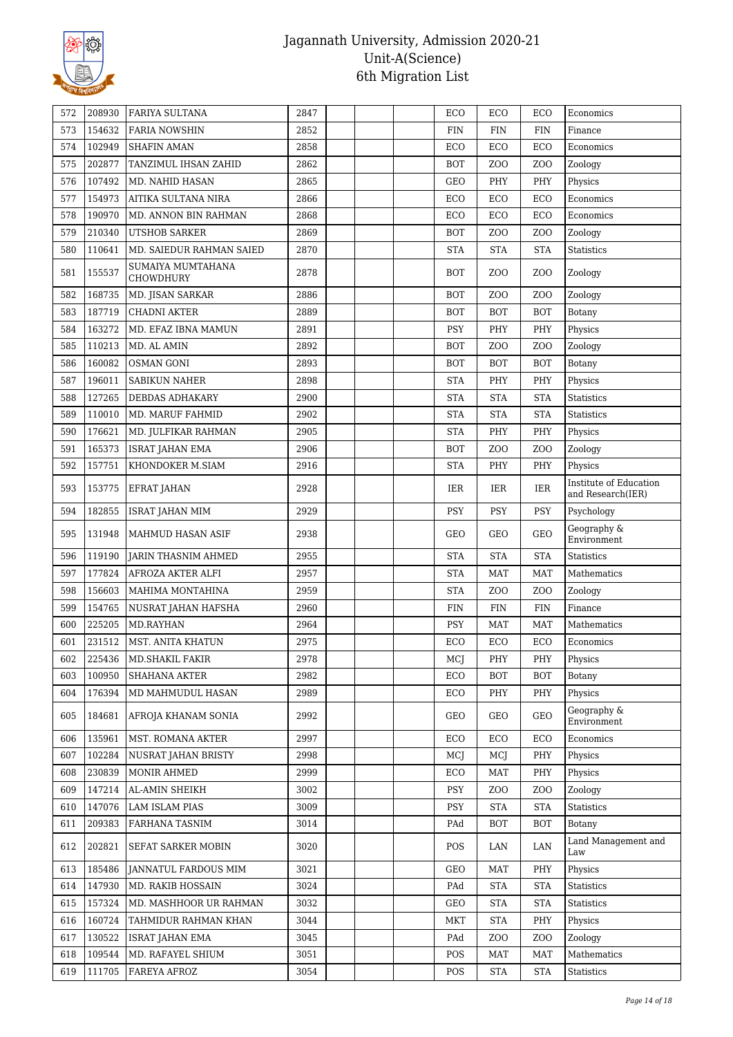| 572 | 208930 | FARIYA SULTANA | 2847 | | | | ECO | ECO | ECO | Economics |
|---|---|---|---|---|---|---|---|---|---|---|
| 573 | 154632 | FARIA NOWSHIN | 2852 | | | | FIN | FIN | FIN | Finance |
| 574 | 102949 | SHAFIN AMAN | 2858 | | | | ECO | ECO | ECO | Economics |
| 575 | 202877 | TANZIMUL IHSAN ZAHID | 2862 | | | | BOT | ZOO | ZOO | Zoology |
| 576 | 107492 | MD. NAHID HASAN | 2865 | | | | GEO | PHY | PHY | Physics |
| 577 | 154973 | AITIKA SULTANA NIRA | 2866 | | | | ECO | ECO | ECO | Economics |
| 578 | 190970 | MD. ANNON BIN RAHMAN | 2868 | | | | ECO | ECO | ECO | Economics |
| 579 | 210340 | UTSHOB SARKER | 2869 | | | | BOT | ZOO | ZOO | Zoology |
| 580 | 110641 | MD. SAIEDUR RAHMAN SAIED | 2870 | | | | STA | STA | STA | Statistics |
| 581 | 155537 | SUMAIYA MUMTAHANA CHOWDHURY | 2878 | | | | BOT | ZOO | ZOO | Zoology |
| 582 | 168735 | MD. JISAN SARKAR | 2886 | | | | BOT | ZOO | ZOO | Zoology |
| 583 | 187719 | CHADNI AKTER | 2889 | | | | BOT | BOT | BOT | Botany |
| 584 | 163272 | MD. EFAZ IBNA MAMUN | 2891 | | | | PSY | PHY | PHY | Physics |
| 585 | 110213 | MD. AL AMIN | 2892 | | | | BOT | ZOO | ZOO | Zoology |
| 586 | 160082 | OSMAN GONI | 2893 | | | | BOT | BOT | BOT | Botany |
| 587 | 196011 | SABIKUN NAHER | 2898 | | | | STA | PHY | PHY | Physics |
| 588 | 127265 | DEBDAS ADHAKARY | 2900 | | | | STA | STA | STA | Statistics |
| 589 | 110010 | MD. MARUF FAHMID | 2902 | | | | STA | STA | STA | Statistics |
| 590 | 176621 | MD. JULFIKAR RAHMAN | 2905 | | | | STA | PHY | PHY | Physics |
| 591 | 165373 | ISRAT JAHAN EMA | 2906 | | | | BOT | ZOO | ZOO | Zoology |
| 592 | 157751 | KHONDOKER M.SIAM | 2916 | | | | STA | PHY | PHY | Physics |
| 593 | 153775 | EFRAT JAHAN | 2928 | | | | IER | IER | IER | Institute of Education and Research(IER) |
| 594 | 182855 | ISRAT JAHAN MIM | 2929 | | | | PSY | PSY | PSY | Psychology |
| 595 | 131948 | MAHMUD HASAN ASIF | 2938 | | | | GEO | GEO | GEO | Geography & Environment |
| 596 | 119190 | JARIN THASNIM AHMED | 2955 | | | | STA | STA | STA | Statistics |
| 597 | 177824 | AFROZA AKTER ALFI | 2957 | | | | STA | MAT | MAT | Mathematics |
| 598 | 156603 | MAHIMA MONTAHINA | 2959 | | | | STA | ZOO | ZOO | Zoology |
| 599 | 154765 | NUSRAT JAHAN HAFSHA | 2960 | | | | FIN | FIN | FIN | Finance |
| 600 | 225205 | MD.RAYHAN | 2964 | | | | PSY | MAT | MAT | Mathematics |
| 601 | 231512 | MST. ANITA KHATUN | 2975 | | | | ECO | ECO | ECO | Economics |
| 602 | 225436 | MD.SHAKIL FAKIR | 2978 | | | | MCJ | PHY | PHY | Physics |
| 603 | 100950 | SHAHANA AKTER | 2982 | | | | ECO | BOT | BOT | Botany |
| 604 | 176394 | MD MAHMUDUL HASAN | 2989 | | | | ECO | PHY | PHY | Physics |
| 605 | 184681 | AFROJA KHANAM SONIA | 2992 | | | | GEO | GEO | GEO | Geography & Environment |
| 606 | 135961 | MST. ROMANA AKTER | 2997 | | | | ECO | ECO | ECO | Economics |
| 607 | 102284 | NUSRAT JAHAN BRISTY | 2998 | | | | MCJ | MCJ | PHY | Physics |
| 608 | 230839 | MONIR AHMED | 2999 | | | | ECO | MAT | PHY | Physics |
| 609 | 147214 | AL-AMIN SHEIKH | 3002 | | | | PSY | ZOO | ZOO | Zoology |
| 610 | 147076 | LAM ISLAM PIAS | 3009 | | | | PSY | STA | STA | Statistics |
| 611 | 209383 | FARHANA TASNIM | 3014 | | | | PAd | BOT | BOT | Botany |
| 612 | 202821 | SEFAT SARKER MOBIN | 3020 | | | | POS | LAN | LAN | Land Management and Law |
| 613 | 185486 | JANNATUL FARDOUS MIM | 3021 | | | | GEO | MAT | PHY | Physics |
| 614 | 147930 | MD. RAKIB HOSSAIN | 3024 | | | | PAd | STA | STA | Statistics |
| 615 | 157324 | MD. MASHHOOR UR RAHMAN | 3032 | | | | GEO | STA | STA | Statistics |
| 616 | 160724 | TAHMIDUR RAHMAN KHAN | 3044 | | | | MKT | STA | PHY | Physics |
| 617 | 130522 | ISRAT JAHAN EMA | 3045 | | | | PAd | ZOO | ZOO | Zoology |
| 618 | 109544 | MD. RAFAYEL SHIUM | 3051 | | | | POS | MAT | MAT | Mathematics |
| 619 | 111705 | FAREYA AFROZ | 3054 | | | | POS | STA | STA | Statistics |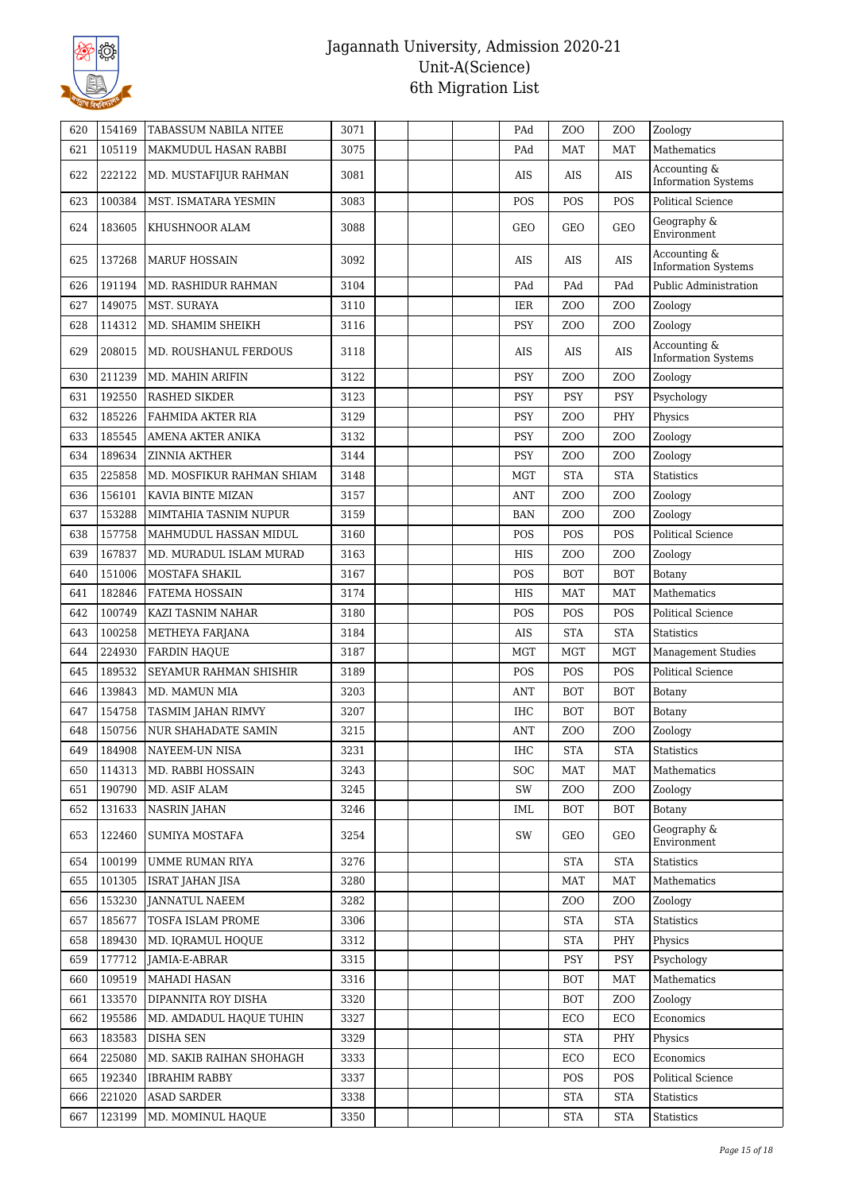# Jagannath University, Admission 2020-21
## Unit-A(Science)
## 6th Migration List

| | | | | | | | | | | |
|---|---|---|---|---|---|---|---|---|---|---|
| 620 | 154169 | TABASSUM NABILA NITEE | 3071 | | | | PAd | ZOO | ZOO | Zoology |
| 621 | 105119 | MAKMUDUL HASAN RABBI | 3075 | | | | PAd | MAT | MAT | Mathematics |
| 622 | 222122 | MD. MUSTAFIJUR RAHMAN | 3081 | | | | AIS | AIS | AIS | Accounting & Information Systems |
| 623 | 100384 | MST. ISMATARA YESMIN | 3083 | | | | POS | POS | POS | Political Science |
| 624 | 183605 | KHUSHNOOR ALAM | 3088 | | | | GEO | GEO | GEO | Geography & Environment |
| 625 | 137268 | MARUF HOSSAIN | 3092 | | | | AIS | AIS | AIS | Accounting & Information Systems |
| 626 | 191194 | MD. RASHIDUR RAHMAN | 3104 | | | | PAd | PAd | PAd | Public Administration |
| 627 | 149075 | MST. SURAYA | 3110 | | | | IER | ZOO | ZOO | Zoology |
| 628 | 114312 | MD. SHAMIM SHEIKH | 3116 | | | | PSY | ZOO | ZOO | Zoology |
| 629 | 208015 | MD. ROUSHANUL FERDOUS | 3118 | | | | AIS | AIS | AIS | Accounting & Information Systems |
| 630 | 211239 | MD. MAHIN ARIFIN | 3122 | | | | PSY | ZOO | ZOO | Zoology |
| 631 | 192550 | RASHED SIKDER | 3123 | | | | PSY | PSY | PSY | Psychology |
| 632 | 185226 | FAHMIDA AKTER RIA | 3129 | | | | PSY | ZOO | PHY | Physics |
| 633 | 185545 | AMENA AKTER ANIKA | 3132 | | | | PSY | ZOO | ZOO | Zoology |
| 634 | 189634 | ZINNIA AKTHER | 3144 | | | | PSY | ZOO | ZOO | Zoology |
| 635 | 225858 | MD. MOSFIKUR RAHMAN SHIAM | 3148 | | | | MGT | STA | STA | Statistics |
| 636 | 156101 | KAVIA BINTE MIZAN | 3157 | | | | ANT | ZOO | ZOO | Zoology |
| 637 | 153288 | MIMTAHIA TASNIM NUPUR | 3159 | | | | BAN | ZOO | ZOO | Zoology |
| 638 | 157758 | MAHMUDUL HASSAN MIDUL | 3160 | | | | POS | POS | POS | Political Science |
| 639 | 167837 | MD. MURADUL ISLAM MURAD | 3163 | | | | HIS | ZOO | ZOO | Zoology |
| 640 | 151006 | MOSTAFA SHAKIL | 3167 | | | | POS | BOT | BOT | Botany |
| 641 | 182846 | FATEMA HOSSAIN | 3174 | | | | HIS | MAT | MAT | Mathematics |
| 642 | 100749 | KAZI TASNIM NAHAR | 3180 | | | | POS | POS | POS | Political Science |
| 643 | 100258 | METHEYA FARJANA | 3184 | | | | AIS | STA | STA | Statistics |
| 644 | 224930 | FARDIN HAQUE | 3187 | | | | MGT | MGT | MGT | Management Studies |
| 645 | 189532 | SEYAMUR RAHMAN SHISHIR | 3189 | | | | POS | POS | POS | Political Science |
| 646 | 139843 | MD. MAMUN MIA | 3203 | | | | ANT | BOT | BOT | Botany |
| 647 | 154758 | TASMIM JAHAN RIMVY | 3207 | | | | IHC | BOT | BOT | Botany |
| 648 | 150756 | NUR SHAHADATE SAMIN | 3215 | | | | ANT | ZOO | ZOO | Zoology |
| 649 | 184908 | NAYEEM-UN NISA | 3231 | | | | IHC | STA | STA | Statistics |
| 650 | 114313 | MD. RABBI HOSSAIN | 3243 | | | | SOC | MAT | MAT | Mathematics |
| 651 | 190790 | MD. ASIF ALAM | 3245 | | | | SW | ZOO | ZOO | Zoology |
| 652 | 131633 | NASRIN JAHAN | 3246 | | | | IML | BOT | BOT | Botany |
| 653 | 122460 | SUMIYA MOSTAFA | 3254 | | | | SW | GEO | GEO | Geography & Environment |
| 654 | 100199 | UMME RUMAN RIYA | 3276 | | | | | STA | STA | Statistics |
| 655 | 101305 | ISRAT JAHAN JISA | 3280 | | | | | MAT | MAT | Mathematics |
| 656 | 153230 | JANNATUL NAEEM | 3282 | | | | | ZOO | ZOO | Zoology |
| 657 | 185677 | TOSFA ISLAM PROME | 3306 | | | | | STA | STA | Statistics |
| 658 | 189430 | MD. IQRAMUL HOQUE | 3312 | | | | | STA | PHY | Physics |
| 659 | 177712 | JAMIA-E-ABRAR | 3315 | | | | | PSY | PSY | Psychology |
| 660 | 109519 | MAHADI HASAN | 3316 | | | | | BOT | MAT | Mathematics |
| 661 | 133570 | DIPANNITA ROY DISHA | 3320 | | | | | BOT | ZOO | Zoology |
| 662 | 195586 | MD. AMDADUL HAQUE TUHIN | 3327 | | | | | ECO | ECO | Economics |
| 663 | 183583 | DISHA SEN | 3329 | | | | | STA | PHY | Physics |
| 664 | 225080 | MD. SAKIB RAIHAN SHOHAGH | 3333 | | | | | ECO | ECO | Economics |
| 665 | 192340 | IBRAHIM RABBY | 3337 | | | | | POS | POS | Political Science |
| 666 | 221020 | ASAD SARDER | 3338 | | | | | STA | STA | Statistics |
| 667 | 123199 | MD. MOMINUL HAQUE | 3350 | | | | | STA | STA | Statistics |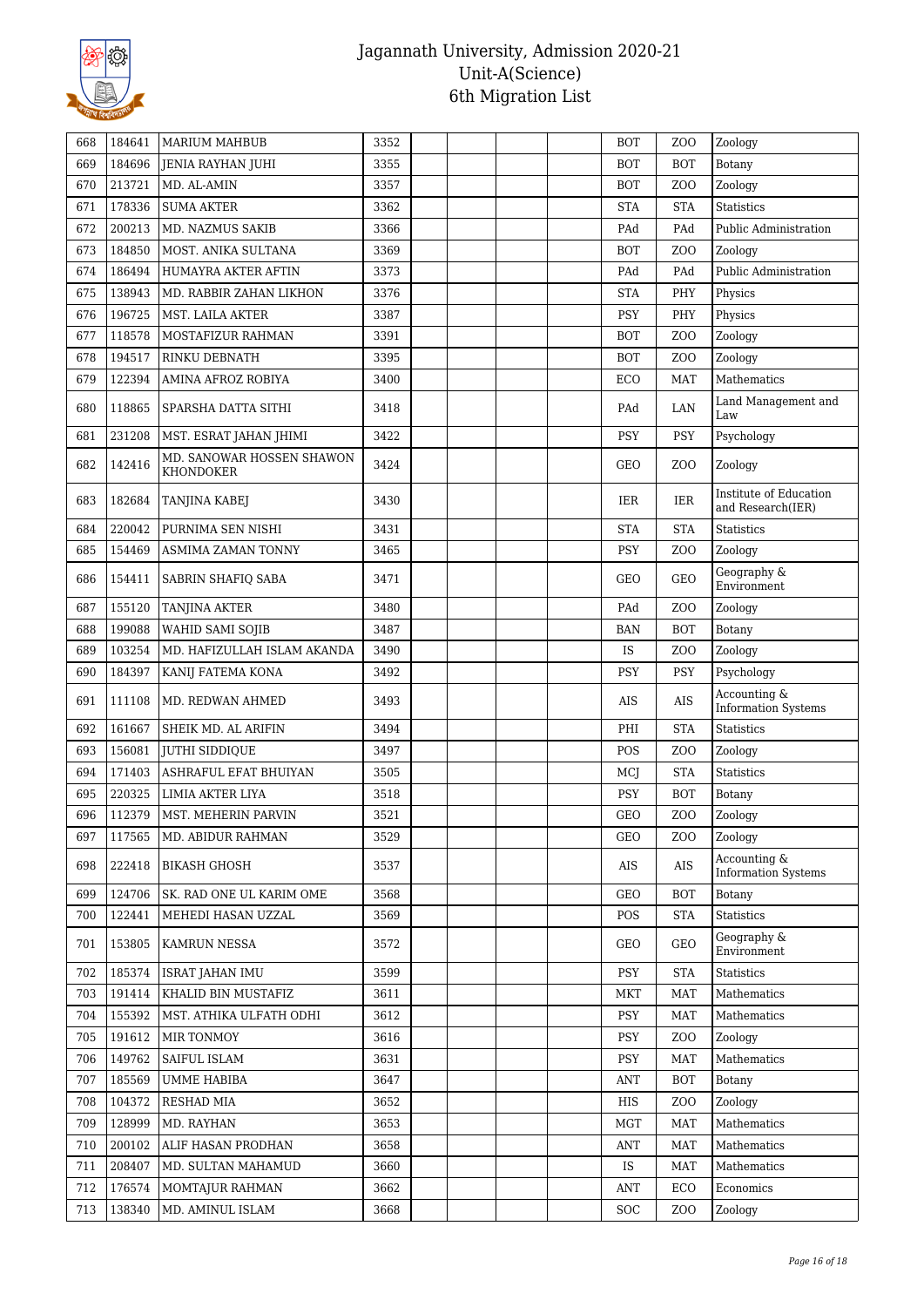# Jagannath University, Admission 2020-21
## Unit-A(Science)
## 6th Migration List

| | | | | | | | | | | |
|---|---|---|---|---|---|---|---|---|---|---|
| 668 | 184641 | MARIUM MAHBUB | 3352 | | | | | BOT | ZOO | Zoology |
| 669 | 184696 | JENIA RAYHAN JUHI | 3355 | | | | | BOT | BOT | Botany |
| 670 | 213721 | MD. AL-AMIN | 3357 | | | | | BOT | ZOO | Zoology |
| 671 | 178336 | SUMA AKTER | 3362 | | | | | STA | STA | Statistics |
| 672 | 200213 | MD. NAZMUS SAKIB | 3366 | | | | | PAd | PAd | Public Administration |
| 673 | 184850 | MOST. ANIKA SULTANA | 3369 | | | | | BOT | ZOO | Zoology |
| 674 | 186494 | HUMAYRA AKTER AFTIN | 3373 | | | | | PAd | PAd | Public Administration |
| 675 | 138943 | MD. RABBIR ZAHAN LIKHON | 3376 | | | | | STA | PHY | Physics |
| 676 | 196725 | MST. LAILA AKTER | 3387 | | | | | PSY | PHY | Physics |
| 677 | 118578 | MOSTAFIZUR RAHMAN | 3391 | | | | | BOT | ZOO | Zoology |
| 678 | 194517 | RINKU DEBNATH | 3395 | | | | | BOT | ZOO | Zoology |
| 679 | 122394 | AMINA AFROZ ROBIYA | 3400 | | | | | ECO | MAT | Mathematics |
| 680 | 118865 | SPARSHA DATTA SITHI | 3418 | | | | | PAd | LAN | Land Management and Law |
| 681 | 231208 | MST. ESRAT JAHAN JHIMI | 3422 | | | | | PSY | PSY | Psychology |
| 682 | 142416 | MD. SANOWAR HOSSEN SHAWON KHONDOKER | 3424 | | | | | GEO | ZOO | Zoology |
| 683 | 182684 | TANJINA KABEJ | 3430 | | | | | IER | IER | Institute of Education and Research(IER) |
| 684 | 220042 | PURNIMA SEN NISHI | 3431 | | | | | STA | STA | Statistics |
| 685 | 154469 | ASMIMA ZAMAN TONNY | 3465 | | | | | PSY | ZOO | Zoology |
| 686 | 154411 | SABRIN SHAFIQ SABA | 3471 | | | | | GEO | GEO | Geography & Environment |
| 687 | 155120 | TANJINA AKTER | 3480 | | | | | PAd | ZOO | Zoology |
| 688 | 199088 | WAHID SAMI SOJIB | 3487 | | | | | BAN | BOT | Botany |
| 689 | 103254 | MD. HAFIZULLAH ISLAM AKANDA | 3490 | | | | | IS | ZOO | Zoology |
| 690 | 184397 | KANIJ FATEMA KONA | 3492 | | | | | PSY | PSY | Psychology |
| 691 | 111108 | MD. REDWAN AHMED | 3493 | | | | | AIS | AIS | Accounting & Information Systems |
| 692 | 161667 | SHEIK MD. AL ARIFIN | 3494 | | | | | PHI | STA | Statistics |
| 693 | 156081 | JUTHI SIDDIQUE | 3497 | | | | | POS | ZOO | Zoology |
| 694 | 171403 | ASHRAFUL EFAT BHUIYAN | 3505 | | | | | MCJ | STA | Statistics |
| 695 | 220325 | LIMIA AKTER LIYA | 3518 | | | | | PSY | BOT | Botany |
| 696 | 112379 | MST. MEHERIN PARVIN | 3521 | | | | | GEO | ZOO | Zoology |
| 697 | 117565 | MD. ABIDUR RAHMAN | 3529 | | | | | GEO | ZOO | Zoology |
| 698 | 222418 | BIKASH GHOSH | 3537 | | | | | AIS | AIS | Accounting & Information Systems |
| 699 | 124706 | SK. RAD ONE UL KARIM OME | 3568 | | | | | GEO | BOT | Botany |
| 700 | 122441 | MEHEDI HASAN UZZAL | 3569 | | | | | POS | STA | Statistics |
| 701 | 153805 | KAMRUN NESSA | 3572 | | | | | GEO | GEO | Geography & Environment |
| 702 | 185374 | ISRAT JAHAN IMU | 3599 | | | | | PSY | STA | Statistics |
| 703 | 191414 | KHALID BIN MUSTAFIZ | 3611 | | | | | MKT | MAT | Mathematics |
| 704 | 155392 | MST. ATHIKA ULFATH ODHI | 3612 | | | | | PSY | MAT | Mathematics |
| 705 | 191612 | MIR TONMOY | 3616 | | | | | PSY | ZOO | Zoology |
| 706 | 149762 | SAIFUL ISLAM | 3631 | | | | | PSY | MAT | Mathematics |
| 707 | 185569 | UMME HABIBA | 3647 | | | | | ANT | BOT | Botany |
| 708 | 104372 | RESHAD MIA | 3652 | | | | | HIS | ZOO | Zoology |
| 709 | 128999 | MD. RAYHAN | 3653 | | | | | MGT | MAT | Mathematics |
| 710 | 200102 | ALIF HASAN PRODHAN | 3658 | | | | | ANT | MAT | Mathematics |
| 711 | 208407 | MD. SULTAN MAHAMUD | 3660 | | | | | IS | MAT | Mathematics |
| 712 | 176574 | MOMTAJUR RAHMAN | 3662 | | | | | ANT | ECO | Economics |
| 713 | 138340 | MD. AMINUL ISLAM | 3668 | | | | | SOC | ZOO | Zoology |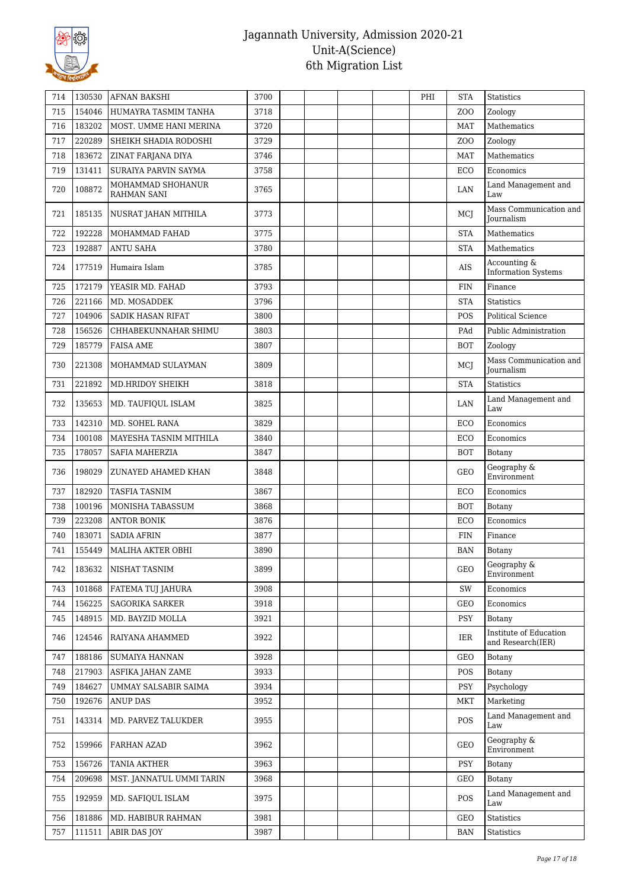# Jagannath University, Admission 2020-21
## Unit-A(Science)
## 6th Migration List

| | | | | | | | | | | |
|---|---|---|---|---|---|---|---|---|---|---|
| 714 | 130530 | AFNAN BAKSHI | 3700 | | | | | PHI | STA | Statistics |
| 715 | 154046 | HUMAYRA TASMIM TANHA | 3718 | | | | | | ZOO | Zoology |
| 716 | 183202 | MOST. UMME HANI MERINA | 3720 | | | | | | MAT | Mathematics |
| 717 | 220289 | SHEIKH SHADIA RODOSHI | 3729 | | | | | | ZOO | Zoology |
| 718 | 183672 | ZINAT FARJANA DIYA | 3746 | | | | | | MAT | Mathematics |
| 719 | 131411 | SURAIYA PARVIN SAYMA | 3758 | | | | | | ECO | Economics |
| 720 | 108872 | MOHAMMAD SHOHANUR RAHMAN SANI | 3765 | | | | | | LAN | Land Management and Law |
| 721 | 185135 | NUSRAT JAHAN MITHILA | 3773 | | | | | | MCJ | Mass Communication and Journalism |
| 722 | 192228 | MOHAMMAD FAHAD | 3775 | | | | | | STA | Mathematics |
| 723 | 192887 | ANTU SAHA | 3780 | | | | | | STA | Mathematics |
| 724 | 177519 | Humaira Islam | 3785 | | | | | | AIS | Accounting & Information Systems |
| 725 | 172179 | YEASIR MD. FAHAD | 3793 | | | | | | FIN | Finance |
| 726 | 221166 | MD. MOSADDEK | 3796 | | | | | | STA | Statistics |
| 727 | 104906 | SADIK HASAN RIFAT | 3800 | | | | | | POS | Political Science |
| 728 | 156526 | CHHABEKUNNAHAR SHIMU | 3803 | | | | | | PAd | Public Administration |
| 729 | 185779 | FAISA AME | 3807 | | | | | | BOT | Zoology |
| 730 | 221308 | MOHAMMAD SULAYMAN | 3809 | | | | | | MCJ | Mass Communication and Journalism |
| 731 | 221892 | MD.HRIDOY SHEIKH | 3818 | | | | | | STA | Statistics |
| 732 | 135653 | MD. TAUFIQUL ISLAM | 3825 | | | | | | LAN | Land Management and Law |
| 733 | 142310 | MD. SOHEL RANA | 3829 | | | | | | ECO | Economics |
| 734 | 100108 | MAYESHA TASNIM MITHILA | 3840 | | | | | | ECO | Economics |
| 735 | 178057 | SAFIA MAHERZIA | 3847 | | | | | | BOT | Botany |
| 736 | 198029 | ZUNAYED AHAMED KHAN | 3848 | | | | | | GEO | Geography & Environment |
| 737 | 182920 | TASFIA TASNIM | 3867 | | | | | | ECO | Economics |
| 738 | 100196 | MONISHA TABASSUM | 3868 | | | | | | BOT | Botany |
| 739 | 223208 | ANTOR BONIK | 3876 | | | | | | ECO | Economics |
| 740 | 183071 | SADIA AFRIN | 3877 | | | | | | FIN | Finance |
| 741 | 155449 | MALIHA AKTER OBHI | 3890 | | | | | | BAN | Botany |
| 742 | 183632 | NISHAT TASNIM | 3899 | | | | | | GEO | Geography & Environment |
| 743 | 101868 | FATEMA TUJ JAHURA | 3908 | | | | | | SW | Economics |
| 744 | 156225 | SAGORIKA SARKER | 3918 | | | | | | GEO | Economics |
| 745 | 148915 | MD. BAYZID MOLLA | 3921 | | | | | | PSY | Botany |
| 746 | 124546 | RAIYANA AHAMMED | 3922 | | | | | | IER | Institute of Education and Research(IER) |
| 747 | 188186 | SUMAIYA HANNAN | 3928 | | | | | | GEO | Botany |
| 748 | 217903 | ASFIKA JAHAN ZAME | 3933 | | | | | | POS | Botany |
| 749 | 184627 | UMMAY SALSABIR SAIMA | 3934 | | | | | | PSY | Psychology |
| 750 | 192676 | ANUP DAS | 3952 | | | | | | MKT | Marketing |
| 751 | 143314 | MD. PARVEZ TALUKDER | 3955 | | | | | | POS | Land Management and Law |
| 752 | 159966 | FARHAN AZAD | 3962 | | | | | | GEO | Geography & Environment |
| 753 | 156726 | TANIA AKTHER | 3963 | | | | | | PSY | Botany |
| 754 | 209698 | MST. JANNATUL UMMI TARIN | 3968 | | | | | | GEO | Botany |
| 755 | 192959 | MD. SAFIQUL ISLAM | 3975 | | | | | | POS | Land Management and Law |
| 756 | 181886 | MD. HABIBUR RAHMAN | 3981 | | | | | | GEO | Statistics |
| 757 | 111511 | ABIR DAS JOY | 3987 | | | | | | BAN | Statistics |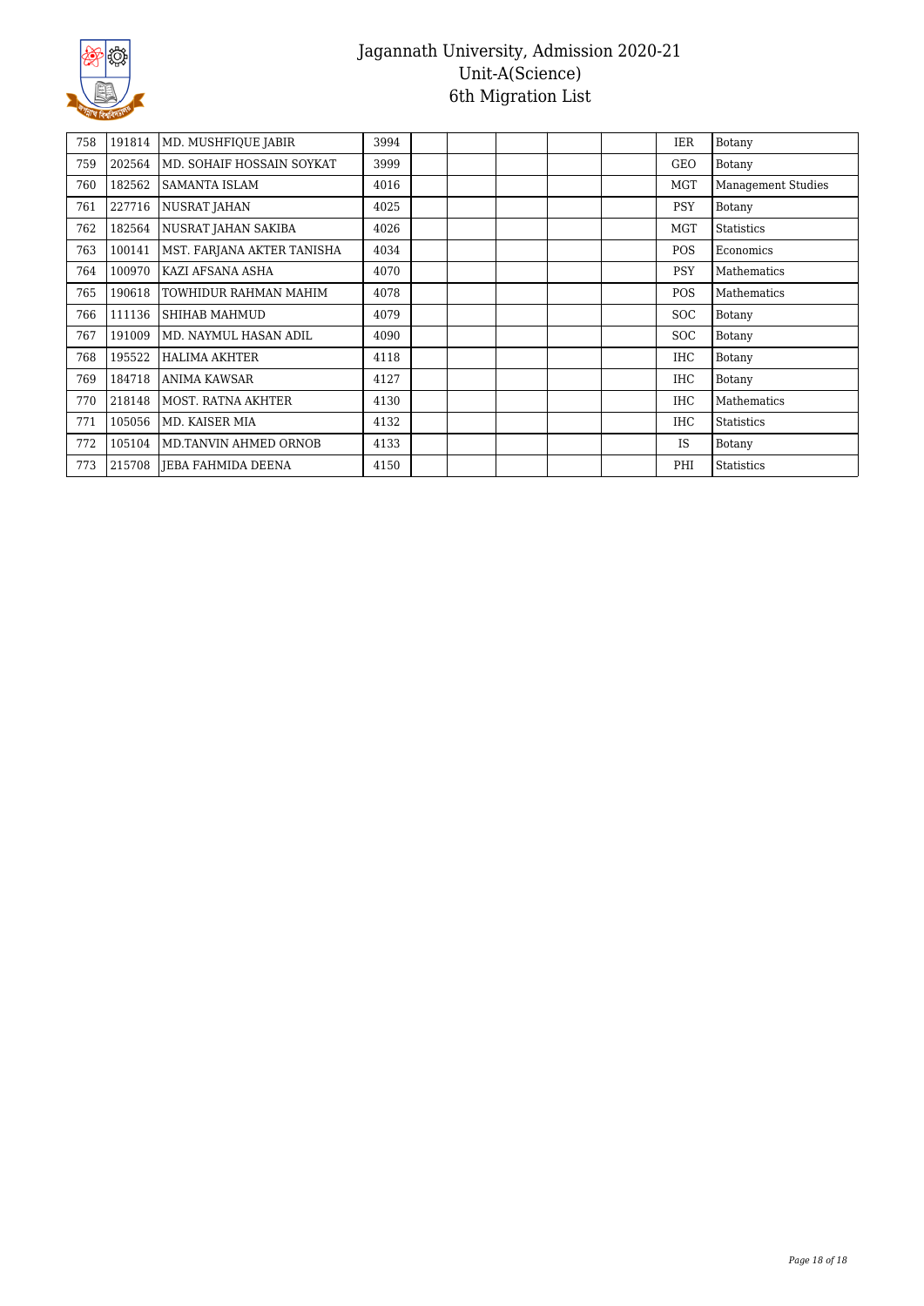# Jagannath University, Admission 2020-21
## Unit-A(Science)
## 6th Migration List

| | | | | | | | | | | |
|---|---|---|---|---|---|---|---|---|---|---|
| 758 | 191814 | MD. MUSHFIQUE JABIR | 3994 | | | | | | IER | Botany |
| 759 | 202564 | MD. SOHAIF HOSSAIN SOYKAT | 3999 | | | | | | GEO | Botany |
| 760 | 182562 | SAMANTA ISLAM | 4016 | | | | | | MGT | Management Studies |
| 761 | 227716 | NUSRAT JAHAN | 4025 | | | | | | PSY | Botany |
| 762 | 182564 | NUSRAT JAHAN SAKIBA | 4026 | | | | | | MGT | Statistics |
| 763 | 100141 | MST. FARJANA AKTER TANISHA | 4034 | | | | | | POS | Economics |
| 764 | 100970 | KAZI AFSANA ASHA | 4070 | | | | | | PSY | Mathematics |
| 765 | 190618 | TOWHIDUR RAHMAN MAHIM | 4078 | | | | | | POS | Mathematics |
| 766 | 111136 | SHIHAB MAHMUD | 4079 | | | | | | SOC | Botany |
| 767 | 191009 | MD. NAYMUL HASAN ADIL | 4090 | | | | | | SOC | Botany |
| 768 | 195522 | HALIMA AKHTER | 4118 | | | | | | IHC | Botany |
| 769 | 184718 | ANIMA KAWSAR | 4127 | | | | | | IHC | Botany |
| 770 | 218148 | MOST. RATNA AKHTER | 4130 | | | | | | IHC | Mathematics |
| 771 | 105056 | MD. KAISER MIA | 4132 | | | | | | IHC | Statistics |
| 772 | 105104 | MD.TANVIN AHMED ORNOB | 4133 | | | | | | IS | Botany |
| 773 | 215708 | JEBA FAHMIDA DEENA | 4150 | | | | | | PHI | Statistics |